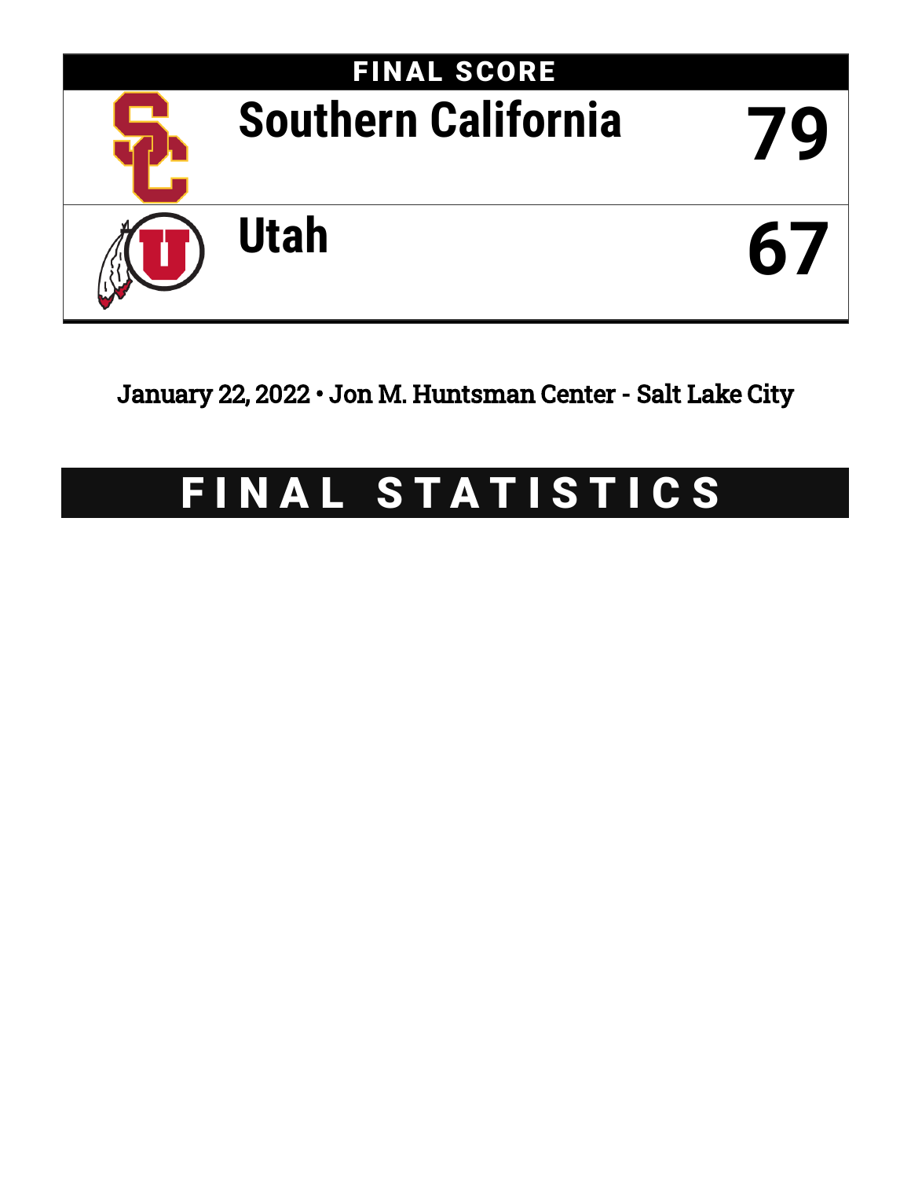# FINAL SCORE

| Team | Score |
| --- | --- |
| Southern California | 79 |
| Utah | 67 |

January 22, 2022 • Jon M. Huntsman Center - Salt Lake City

# FINAL STATISTICS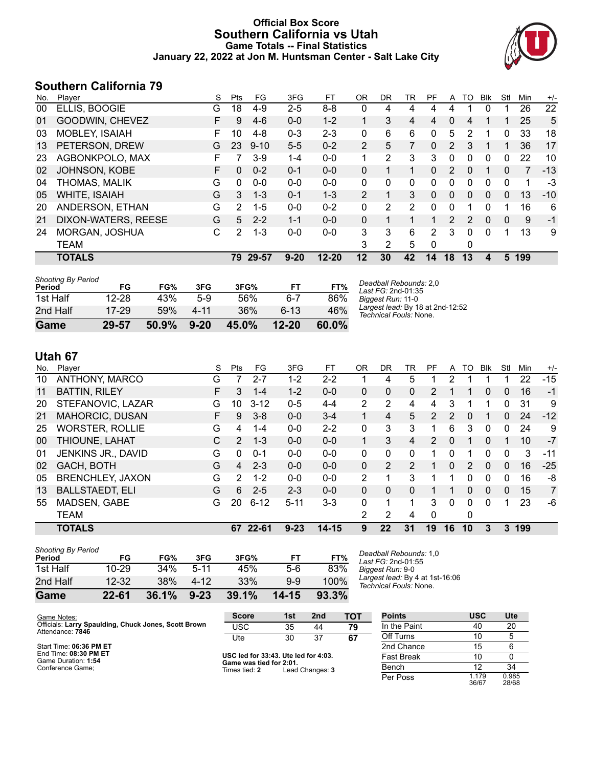# Official Box Score
# Southern California vs Utah
## Game Totals -- Final Statistics
### January 22, 2022 at Jon M. Huntsman Center - Salt Lake City

## Southern California 79

| No. | Player | S | Pts | FG | 3FG | FT | OR | DR | TR | PF | A | TO | Blk | Stl | Min | +/- |
|---|---|---|---|---|---|---|---|---|---|---|---|---|---|---|---|---|
| 00 | ELLIS, BOOGIE | G | 18 | 4-9 | 2-5 | 8-8 | 0 | 4 | 4 | 4 | 4 | 1 | 0 | 1 | 26 | 22 |
| 01 | GOODWIN, CHEVEZ | F | 9 | 4-6 | 0-0 | 1-2 | 1 | 3 | 4 | 4 | 0 | 4 | 1 | 1 | 25 | 5 |
| 03 | MOBLEY, ISAIAH | F | 10 | 4-8 | 0-3 | 2-3 | 0 | 6 | 6 | 0 | 5 | 2 | 1 | 0 | 33 | 18 |
| 13 | PETERSON, DREW | G | 23 | 9-10 | 5-5 | 0-2 | 2 | 5 | 7 | 0 | 2 | 3 | 1 | 1 | 36 | 17 |
| 23 | AGBONKPOLO, MAX | F | 7 | 3-9 | 1-4 | 0-0 | 1 | 2 | 3 | 3 | 0 | 0 | 0 | 0 | 22 | 10 |
| 02 | JOHNSON, KOBE | F | 0 | 0-2 | 0-1 | 0-0 | 0 | 1 | 1 | 0 | 2 | 0 | 1 | 0 | 7 | -13 |
| 04 | THOMAS, MALIK | G | 0 | 0-0 | 0-0 | 0-0 | 0 | 0 | 0 | 0 | 0 | 0 | 0 | 0 | 1 | -3 |
| 05 | WHITE, ISAIAH | G | 3 | 1-3 | 0-1 | 1-3 | 2 | 1 | 3 | 0 | 0 | 0 | 0 | 0 | 13 | -10 |
| 20 | ANDERSON, ETHAN | G | 2 | 1-5 | 0-0 | 0-2 | 0 | 2 | 2 | 0 | 0 | 1 | 0 | 1 | 16 | 6 |
| 21 | DIXON-WATERS, REESE | G | 5 | 2-2 | 1-1 | 0-0 | 0 | 1 | 1 | 1 | 2 | 2 | 0 | 0 | 9 | -1 |
| 24 | MORGAN, JOSHUA | C | 2 | 1-3 | 0-0 | 0-0 | 3 | 3 | 6 | 2 | 3 | 0 | 0 | 1 | 13 | 9 |
| | TEAM | | | | | | 3 | 2 | 5 | 0 | | 0 | | | | |
| | **TOTALS** | | **79** | **29-57** | **9-20** | **12-20** | **12** | **30** | **42** | **14** | **18** | **13** | **4** | **5** | **199** | |

| Shooting By Period Period | FG | FG% | 3FG | 3FG% | FT | FT% |
|---|---|---|---|---|---|---|
| 1st Half | 12-28 | 43% | 5-9 | 56% | 6-7 | 86% |
| 2nd Half | 17-29 | 59% | 4-11 | 36% | 6-13 | 46% |
| **Game** | **29-57** | **50.9%** | **9-20** | **45.0%** | **12-20** | **60.0%** |

*Deadball Rebounds:* 2,0
*Last FG:* 2nd-01:35
*Biggest Run:* 11-0
*Largest lead:* By 18 at 2nd-12:52
*Technical Fouls:* None.

## Utah 67

| No. | Player | S | Pts | FG | 3FG | FT | OR | DR | TR | PF | A | TO | Blk | Stl | Min | +/- |
|---|---|---|---|---|---|---|---|---|---|---|---|---|---|---|---|---|
| 10 | ANTHONY, MARCO | G | 7 | 2-7 | 1-2 | 2-2 | 1 | 4 | 5 | 1 | 2 | 1 | 1 | 1 | 22 | -15 |
| 11 | BATTIN, RILEY | F | 3 | 1-4 | 1-2 | 0-0 | 0 | 0 | 0 | 2 | 1 | 1 | 0 | 0 | 16 | -1 |
| 20 | STEFANOVIC, LAZAR | G | 10 | 3-12 | 0-5 | 4-4 | 2 | 2 | 4 | 4 | 3 | 1 | 1 | 0 | 31 | 9 |
| 21 | MAHORCIC, DUSAN | F | 9 | 3-8 | 0-0 | 3-4 | 1 | 4 | 5 | 2 | 2 | 0 | 1 | 0 | 24 | -12 |
| 25 | WORSTER, ROLLIE | G | 4 | 1-4 | 0-0 | 2-2 | 0 | 3 | 3 | 1 | 6 | 3 | 0 | 0 | 24 | 9 |
| 00 | THIOUNE, LAHAT | C | 2 | 1-3 | 0-0 | 0-0 | 1 | 3 | 4 | 2 | 0 | 1 | 0 | 1 | 10 | -7 |
| 01 | JENKINS JR., DAVID | G | 0 | 0-1 | 0-0 | 0-0 | 0 | 0 | 0 | 1 | 0 | 1 | 0 | 0 | 3 | -11 |
| 02 | GACH, BOTH | G | 4 | 2-3 | 0-0 | 0-0 | 0 | 2 | 2 | 1 | 0 | 2 | 0 | 0 | 16 | -25 |
| 05 | BRENCHLEY, JAXON | G | 2 | 1-2 | 0-0 | 0-0 | 2 | 1 | 3 | 1 | 1 | 0 | 0 | 0 | 16 | -8 |
| 13 | BALLSTAEDT, ELI | G | 6 | 2-5 | 2-3 | 0-0 | 0 | 0 | 0 | 1 | 1 | 0 | 0 | 0 | 15 | 7 |
| 55 | MADSEN, GABE | G | 20 | 6-12 | 5-11 | 3-3 | 0 | 1 | 1 | 3 | 0 | 0 | 0 | 1 | 23 | -6 |
| | TEAM | | | | | | 2 | 2 | 4 | 0 | | 0 | | | | |
| | **TOTALS** | | **67** | **22-61** | **9-23** | **14-15** | **9** | **22** | **31** | **19** | **16** | **10** | **3** | **3** | **199** | |

| Shooting By Period Period | FG | FG% | 3FG | 3FG% | FT | FT% |
|---|---|---|---|---|---|---|
| 1st Half | 10-29 | 34% | 5-11 | 45% | 5-6 | 83% |
| 2nd Half | 12-32 | 38% | 4-12 | 33% | 9-9 | 100% |
| **Game** | **22-61** | **36.1%** | **9-23** | **39.1%** | **14-15** | **93.3%** |

*Deadball Rebounds:* 1,0
*Last FG:* 2nd-01:55
*Biggest Run:* 9-0
*Largest lead:* By 4 at 1st-16:06
*Technical Fouls:* None.

Game Notes:
Officials: **Larry Spaulding, Chuck Jones, Scott Brown**
Attendance: **7846**

Start Time: **06:36 PM ET**
End Time: **08:30 PM ET**
Game Duration: **1:54**
Conference Game;

| Score | 1st | 2nd | TOT |
|---|---|---|---|
| USC | 35 | 44 | **79** |
| Ute | 30 | 37 | **67** |

**USC led for 33:43. Ute led for 4:03.**
**Game was tied for 2:01.**
Times tied: **2** Lead Changes: **3**

| Points | USC | Ute |
|---|---|---|
| In the Paint | 40 | 20 |
| Off Turns | 10 | 5 |
| 2nd Chance | 15 | 6 |
| Fast Break | 10 | 0 |
| Bench | 12 | 34 |
| Per Poss | 1.179 36/67 | 0.985 28/68 |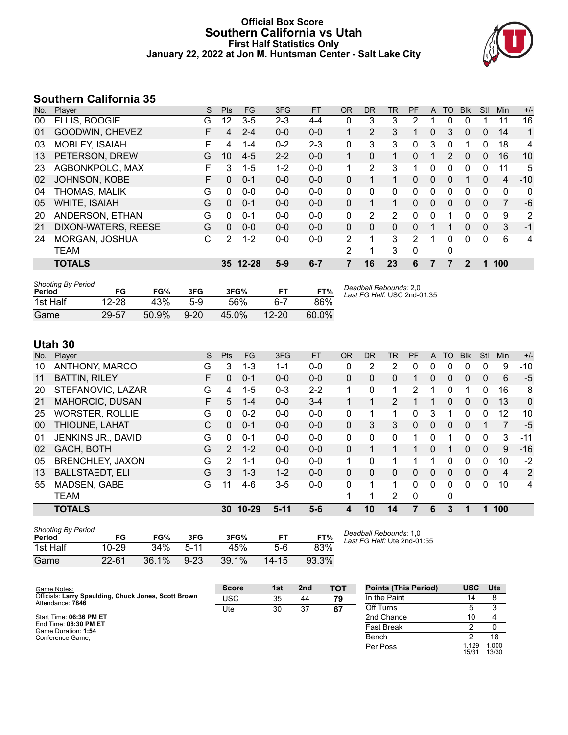# Official Box Score
## Southern California vs Utah
### First Half Statistics Only
### January 22, 2022 at Jon M. Huntsman Center - Salt Lake City

## Southern California 35

| No. | Player | S | Pts | FG | 3FG | FT | OR | DR | TR | PF | A | TO | Blk | Stl | Min | +/- |
|---|---|---|---|---|---|---|---|---|---|---|---|---|---|---|---|---|
| 00 | ELLIS, BOOGIE | G | 12 | 3-5 | 2-3 | 4-4 | 0 | 3 | 3 | 2 | 1 | 0 | 0 | 1 | 11 | 16 |
| 01 | GOODWIN, CHEVEZ | F | 4 | 2-4 | 0-0 | 0-0 | 1 | 2 | 3 | 1 | 0 | 3 | 0 | 0 | 14 | 1 |
| 03 | MOBLEY, ISAIAH | F | 4 | 1-4 | 0-2 | 2-3 | 0 | 3 | 3 | 0 | 3 | 0 | 1 | 0 | 18 | 4 |
| 13 | PETERSON, DREW | G | 10 | 4-5 | 2-2 | 0-0 | 1 | 0 | 1 | 0 | 1 | 2 | 0 | 0 | 16 | 10 |
| 23 | AGBONKPOLO, MAX | F | 3 | 1-5 | 1-2 | 0-0 | 1 | 2 | 3 | 1 | 0 | 0 | 0 | 0 | 11 | 5 |
| 02 | JOHNSON, KOBE | F | 0 | 0-1 | 0-0 | 0-0 | 0 | 1 | 1 | 0 | 0 | 0 | 1 | 0 | 4 | -10 |
| 04 | THOMAS, MALIK | G | 0 | 0-0 | 0-0 | 0-0 | 0 | 0 | 0 | 0 | 0 | 0 | 0 | 0 | 0 | 0 |
| 05 | WHITE, ISAIAH | G | 0 | 0-1 | 0-0 | 0-0 | 0 | 1 | 1 | 0 | 0 | 0 | 0 | 0 | 7 | -6 |
| 20 | ANDERSON, ETHAN | G | 0 | 0-1 | 0-0 | 0-0 | 0 | 2 | 2 | 0 | 0 | 1 | 0 | 0 | 9 | 2 |
| 21 | DIXON-WATERS, REESE | G | 0 | 0-0 | 0-0 | 0-0 | 0 | 0 | 0 | 0 | 1 | 1 | 0 | 0 | 3 | -1 |
| 24 | MORGAN, JOSHUA | C | 2 | 1-2 | 0-0 | 0-0 | 2 | 1 | 3 | 2 | 1 | 0 | 0 | 0 | 6 | 4 |
| | TEAM | | | | | | 2 | 1 | 3 | 0 | | 0 | | | | |
| | **TOTALS** | | **35** | **12-28** | **5-9** | **6-7** | **7** | **16** | **23** | **6** | **7** | **7** | **2** | **1** | **100** | |

*Shooting By Period*

| Period | FG | FG% | 3FG | 3FG% | FT | FT% |
|---|---|---|---|---|---|---|
| 1st Half | 12-28 | 43% | 5-9 | 56% | 6-7 | 86% |
| Game | 29-57 | 50.9% | 9-20 | 45.0% | 12-20 | 60.0% |

*Deadball Rebounds:* 2,0
*Last FG Half:* USC 2nd-01:35

## Utah 30

| No. | Player | S | Pts | FG | 3FG | FT | OR | DR | TR | PF | A | TO | Blk | Stl | Min | +/- |
|---|---|---|---|---|---|---|---|---|---|---|---|---|---|---|---|---|
| 10 | ANTHONY, MARCO | G | 3 | 1-3 | 1-1 | 0-0 | 0 | 2 | 2 | 0 | 0 | 0 | 0 | 0 | 9 | -10 |
| 11 | BATTIN, RILEY | F | 0 | 0-1 | 0-0 | 0-0 | 0 | 0 | 0 | 1 | 0 | 0 | 0 | 0 | 6 | -5 |
| 20 | STEFANOVIC, LAZAR | G | 4 | 1-5 | 0-3 | 2-2 | 1 | 0 | 1 | 2 | 1 | 0 | 1 | 0 | 16 | 8 |
| 21 | MAHORCIC, DUSAN | F | 5 | 1-4 | 0-0 | 3-4 | 1 | 1 | 2 | 1 | 1 | 0 | 0 | 0 | 13 | 0 |
| 25 | WORSTER, ROLLIE | G | 0 | 0-2 | 0-0 | 0-0 | 0 | 1 | 1 | 0 | 3 | 1 | 0 | 0 | 12 | 10 |
| 00 | THIOUNE, LAHAT | C | 0 | 0-1 | 0-0 | 0-0 | 0 | 3 | 3 | 0 | 0 | 0 | 0 | 1 | 7 | -5 |
| 01 | JENKINS JR., DAVID | G | 0 | 0-1 | 0-0 | 0-0 | 0 | 0 | 0 | 1 | 0 | 1 | 0 | 0 | 3 | -11 |
| 02 | GACH, BOTH | G | 2 | 1-2 | 0-0 | 0-0 | 0 | 1 | 1 | 1 | 0 | 1 | 0 | 0 | 9 | -16 |
| 05 | BRENCHLEY, JAXON | G | 2 | 1-1 | 0-0 | 0-0 | 1 | 0 | 1 | 1 | 1 | 0 | 0 | 0 | 10 | -2 |
| 13 | BALLSTAEDT, ELI | G | 3 | 1-3 | 1-2 | 0-0 | 0 | 0 | 0 | 0 | 0 | 0 | 0 | 0 | 4 | 2 |
| 55 | MADSEN, GABE | G | 11 | 4-6 | 3-5 | 0-0 | 0 | 1 | 1 | 0 | 0 | 0 | 0 | 0 | 10 | 4 |
| | TEAM | | | | | | 1 | 1 | 2 | 0 | | 0 | | | | |
| | **TOTALS** | | **30** | **10-29** | **5-11** | **5-6** | **4** | **10** | **14** | **7** | **6** | **3** | **1** | **1** | **100** | |

*Shooting By Period*

| Period | FG | FG% | 3FG | 3FG% | FT | FT% |
|---|---|---|---|---|---|---|
| 1st Half | 10-29 | 34% | 5-11 | 45% | 5-6 | 83% |
| Game | 22-61 | 36.1% | 9-23 | 39.1% | 14-15 | 93.3% |

*Deadball Rebounds:* 1,0
*Last FG Half:* Ute 2nd-01:55

Game Notes:
Officials: **Larry Spaulding, Chuck Jones, Scott Brown**
Attendance: **7846**

Start Time: **06:36 PM ET**
End Time: **08:30 PM ET**
Game Duration: **1:54**
Conference Game;

| Score | 1st | 2nd | TOT |
|---|---|---|---|
| USC | 35 | 44 | **79** |
| Ute | 30 | 37 | **67** |

| Points (This Period) | USC | Ute |
|---|---|---|
| In the Paint | 14 | 8 |
| Off Turns | 5 | 3 |
| 2nd Chance | 10 | 4 |
| Fast Break | 2 | 0 |
| Bench | 2 | 18 |
| Per Poss | 1.129 15/31 | 1.000 13/30 |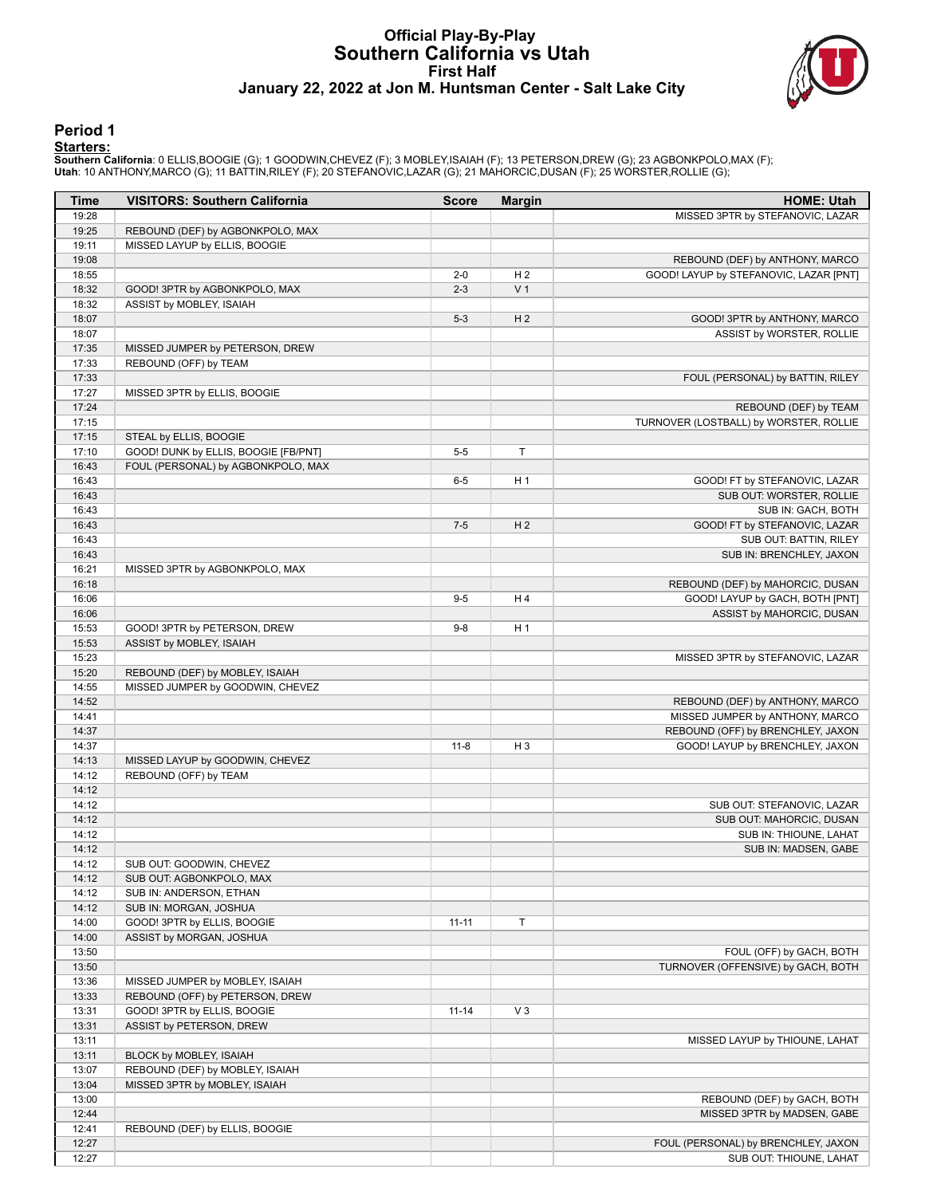# Official Play-By-Play
## Southern California vs Utah
### First Half
### January 22, 2022 at Jon M. Huntsman Center - Salt Lake City

## Period 1

**Starters:**

**Southern California**: 0 ELLIS,BOOGIE (G); 1 GOODWIN,CHEVEZ (F); 3 MOBLEY,ISAIAH (F); 13 PETERSON,DREW (G); 23 AGBONKPOLO,MAX (F);
**Utah**: 10 ANTHONY,MARCO (G); 11 BATTIN,RILEY (F); 20 STEFANOVIC,LAZAR (G); 21 MAHORCIC,DUSAN (F); 25 WORSTER,ROLLIE (G);

| Time | VISITORS: Southern California | Score | Margin | HOME: Utah |
|---|---|---|---|---|
| 19:28 | | | | MISSED 3PTR by STEFANOVIC, LAZAR |
| 19:25 | REBOUND (DEF) by AGBONKPOLO, MAX | | | |
| 19:11 | MISSED LAYUP by ELLIS, BOOGIE | | | |
| 19:08 | | | | REBOUND (DEF) by ANTHONY, MARCO |
| 18:55 | | 2-0 | H 2 | GOOD! LAYUP by STEFANOVIC, LAZAR [PNT] |
| 18:32 | GOOD! 3PTR by AGBONKPOLO, MAX | 2-3 | V 1 | |
| 18:32 | ASSIST by MOBLEY, ISAIAH | | | |
| 18:07 | | 5-3 | H 2 | GOOD! 3PTR by ANTHONY, MARCO |
| 18:07 | | | | ASSIST by WORSTER, ROLLIE |
| 17:35 | MISSED JUMPER by PETERSON, DREW | | | |
| 17:33 | REBOUND (OFF) by TEAM | | | |
| 17:33 | | | | FOUL (PERSONAL) by BATTIN, RILEY |
| 17:27 | MISSED 3PTR by ELLIS, BOOGIE | | | |
| 17:24 | | | | REBOUND (DEF) by TEAM |
| 17:15 | | | | TURNOVER (LOSTBALL) by WORSTER, ROLLIE |
| 17:15 | STEAL by ELLIS, BOOGIE | | | |
| 17:10 | GOOD! DUNK by ELLIS, BOOGIE [FB/PNT] | 5-5 | T | |
| 16:43 | FOUL (PERSONAL) by AGBONKPOLO, MAX | | | |
| 16:43 | | 6-5 | H 1 | GOOD! FT by STEFANOVIC, LAZAR |
| 16:43 | | | | SUB OUT: WORSTER, ROLLIE |
| 16:43 | | | | SUB IN: GACH, BOTH |
| 16:43 | | 7-5 | H 2 | GOOD! FT by STEFANOVIC, LAZAR |
| 16:43 | | | | SUB OUT: BATTIN, RILEY |
| 16:43 | | | | SUB IN: BRENCHLEY, JAXON |
| 16:21 | MISSED 3PTR by AGBONKPOLO, MAX | | | |
| 16:18 | | | | REBOUND (DEF) by MAHORCIC, DUSAN |
| 16:06 | | 9-5 | H 4 | GOOD! LAYUP by GACH, BOTH [PNT] |
| 16:06 | | | | ASSIST by MAHORCIC, DUSAN |
| 15:53 | GOOD! 3PTR by PETERSON, DREW | 9-8 | H 1 | |
| 15:53 | ASSIST by MOBLEY, ISAIAH | | | |
| 15:23 | | | | MISSED 3PTR by STEFANOVIC, LAZAR |
| 15:20 | REBOUND (DEF) by MOBLEY, ISAIAH | | | |
| 14:55 | MISSED JUMPER by GOODWIN, CHEVEZ | | | |
| 14:52 | | | | REBOUND (DEF) by ANTHONY, MARCO |
| 14:41 | | | | MISSED JUMPER by ANTHONY, MARCO |
| 14:37 | | | | REBOUND (OFF) by BRENCHLEY, JAXON |
| 14:37 | | 11-8 | H 3 | GOOD! LAYUP by BRENCHLEY, JAXON |
| 14:13 | MISSED LAYUP by GOODWIN, CHEVEZ | | | |
| 14:12 | REBOUND (OFF) by TEAM | | | |
| 14:12 | | | | |
| 14:12 | | | | SUB OUT: STEFANOVIC, LAZAR |
| 14:12 | | | | SUB OUT: MAHORCIC, DUSAN |
| 14:12 | | | | SUB IN: THIOUNE, LAHAT |
| 14:12 | | | | SUB IN: MADSEN, GABE |
| 14:12 | SUB OUT: GOODWIN, CHEVEZ | | | |
| 14:12 | SUB OUT: AGBONKPOLO, MAX | | | |
| 14:12 | SUB IN: ANDERSON, ETHAN | | | |
| 14:12 | SUB IN: MORGAN, JOSHUA | | | |
| 14:00 | GOOD! 3PTR by ELLIS, BOOGIE | 11-11 | T | |
| 14:00 | ASSIST by MORGAN, JOSHUA | | | |
| 13:50 | | | | FOUL (OFF) by GACH, BOTH |
| 13:50 | | | | TURNOVER (OFFENSIVE) by GACH, BOTH |
| 13:36 | MISSED JUMPER by MOBLEY, ISAIAH | | | |
| 13:33 | REBOUND (OFF) by PETERSON, DREW | | | |
| 13:31 | GOOD! 3PTR by ELLIS, BOOGIE | 11-14 | V 3 | |
| 13:31 | ASSIST by PETERSON, DREW | | | |
| 13:11 | | | | MISSED LAYUP by THIOUNE, LAHAT |
| 13:11 | BLOCK by MOBLEY, ISAIAH | | | |
| 13:07 | REBOUND (DEF) by MOBLEY, ISAIAH | | | |
| 13:04 | MISSED 3PTR by MOBLEY, ISAIAH | | | |
| 13:00 | | | | REBOUND (DEF) by GACH, BOTH |
| 12:44 | | | | MISSED 3PTR by MADSEN, GABE |
| 12:41 | REBOUND (DEF) by ELLIS, BOOGIE | | | |
| 12:27 | | | | FOUL (PERSONAL) by BRENCHLEY, JAXON |
| 12:27 | | | | SUB OUT: THIOUNE, LAHAT |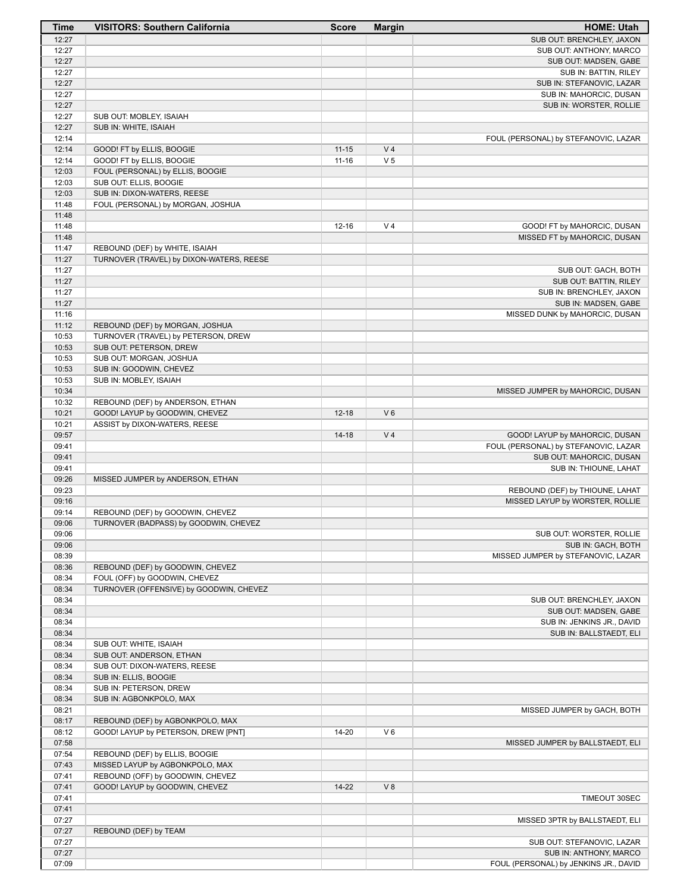| Time | VISITORS: Southern California | Score | Margin | HOME: Utah |
|---|---|---|---|---|
| 12:27 | | | | SUB OUT: BRENCHLEY, JAXON |
| 12:27 | | | | SUB OUT: ANTHONY, MARCO |
| 12:27 | | | | SUB OUT: MADSEN, GABE |
| 12:27 | | | | SUB IN: BATTIN, RILEY |
| 12:27 | | | | SUB IN: STEFANOVIC, LAZAR |
| 12:27 | | | | SUB IN: MAHORCIC, DUSAN |
| 12:27 | | | | SUB IN: WORSTER, ROLLIE |
| 12:27 | SUB OUT: MOBLEY, ISAIAH | | | |
| 12:27 | SUB IN: WHITE, ISAIAH | | | |
| 12:14 | | | | FOUL (PERSONAL) by STEFANOVIC, LAZAR |
| 12:14 | GOOD! FT by ELLIS, BOOGIE | 11-15 | V 4 | |
| 12:14 | GOOD! FT by ELLIS, BOOGIE | 11-16 | V 5 | |
| 12:03 | FOUL (PERSONAL) by ELLIS, BOOGIE | | | |
| 12:03 | SUB OUT: ELLIS, BOOGIE | | | |
| 12:03 | SUB IN: DIXON-WATERS, REESE | | | |
| 11:48 | FOUL (PERSONAL) by MORGAN, JOSHUA | | | |
| 11:48 | | | | |
| 11:48 | | 12-16 | V 4 | GOOD! FT by MAHORCIC, DUSAN |
| 11:48 | | | | MISSED FT by MAHORCIC, DUSAN |
| 11:47 | REBOUND (DEF) by WHITE, ISAIAH | | | |
| 11:27 | TURNOVER (TRAVEL) by DIXON-WATERS, REESE | | | |
| 11:27 | | | | SUB OUT: GACH, BOTH |
| 11:27 | | | | SUB OUT: BATTIN, RILEY |
| 11:27 | | | | SUB IN: BRENCHLEY, JAXON |
| 11:27 | | | | SUB IN: MADSEN, GABE |
| 11:16 | | | | MISSED DUNK by MAHORCIC, DUSAN |
| 11:12 | REBOUND (DEF) by MORGAN, JOSHUA | | | |
| 10:53 | TURNOVER (TRAVEL) by PETERSON, DREW | | | |
| 10:53 | SUB OUT: PETERSON, DREW | | | |
| 10:53 | SUB OUT: MORGAN, JOSHUA | | | |
| 10:53 | SUB IN: GOODWIN, CHEVEZ | | | |
| 10:53 | SUB IN: MOBLEY, ISAIAH | | | |
| 10:34 | | | | MISSED JUMPER by MAHORCIC, DUSAN |
| 10:32 | REBOUND (DEF) by ANDERSON, ETHAN | | | |
| 10:21 | GOOD! LAYUP by GOODWIN, CHEVEZ | 12-18 | V 6 | |
| 10:21 | ASSIST by DIXON-WATERS, REESE | | | |
| 09:57 | | 14-18 | V 4 | GOOD! LAYUP by MAHORCIC, DUSAN |
| 09:41 | | | | FOUL (PERSONAL) by STEFANOVIC, LAZAR |
| 09:41 | | | | SUB OUT: MAHORCIC, DUSAN |
| 09:41 | | | | SUB IN: THIOUNE, LAHAT |
| 09:26 | MISSED JUMPER by ANDERSON, ETHAN | | | |
| 09:23 | | | | REBOUND (DEF) by THIOUNE, LAHAT |
| 09:16 | | | | MISSED LAYUP by WORSTER, ROLLIE |
| 09:14 | REBOUND (DEF) by GOODWIN, CHEVEZ | | | |
| 09:06 | TURNOVER (BADPASS) by GOODWIN, CHEVEZ | | | |
| 09:06 | | | | SUB OUT: WORSTER, ROLLIE |
| 09:06 | | | | SUB IN: GACH, BOTH |
| 08:39 | | | | MISSED JUMPER by STEFANOVIC, LAZAR |
| 08:36 | REBOUND (DEF) by GOODWIN, CHEVEZ | | | |
| 08:34 | FOUL (OFF) by GOODWIN, CHEVEZ | | | |
| 08:34 | TURNOVER (OFFENSIVE) by GOODWIN, CHEVEZ | | | |
| 08:34 | | | | SUB OUT: BRENCHLEY, JAXON |
| 08:34 | | | | SUB OUT: MADSEN, GABE |
| 08:34 | | | | SUB IN: JENKINS JR., DAVID |
| 08:34 | | | | SUB IN: BALLSTAEDT, ELI |
| 08:34 | SUB OUT: WHITE, ISAIAH | | | |
| 08:34 | SUB OUT: ANDERSON, ETHAN | | | |
| 08:34 | SUB OUT: DIXON-WATERS, REESE | | | |
| 08:34 | SUB IN: ELLIS, BOOGIE | | | |
| 08:34 | SUB IN: PETERSON, DREW | | | |
| 08:34 | SUB IN: AGBONKPOLO, MAX | | | |
| 08:21 | | | | MISSED JUMPER by GACH, BOTH |
| 08:17 | REBOUND (DEF) by AGBONKPOLO, MAX | | | |
| 08:12 | GOOD! LAYUP by PETERSON, DREW [PNT] | 14-20 | V 6 | |
| 07:58 | | | | MISSED JUMPER by BALLSTAEDT, ELI |
| 07:54 | REBOUND (DEF) by ELLIS, BOOGIE | | | |
| 07:43 | MISSED LAYUP by AGBONKPOLO, MAX | | | |
| 07:41 | REBOUND (OFF) by GOODWIN, CHEVEZ | | | |
| 07:41 | GOOD! LAYUP by GOODWIN, CHEVEZ | 14-22 | V 8 | |
| 07:41 | | | | TIMEOUT 30SEC |
| 07:41 | | | | |
| 07:27 | | | | MISSED 3PTR by BALLSTAEDT, ELI |
| 07:27 | REBOUND (DEF) by TEAM | | | |
| 07:27 | | | | SUB OUT: STEFANOVIC, LAZAR |
| 07:27 | | | | SUB IN: ANTHONY, MARCO |
| 07:09 | | | | FOUL (PERSONAL) by JENKINS JR., DAVID |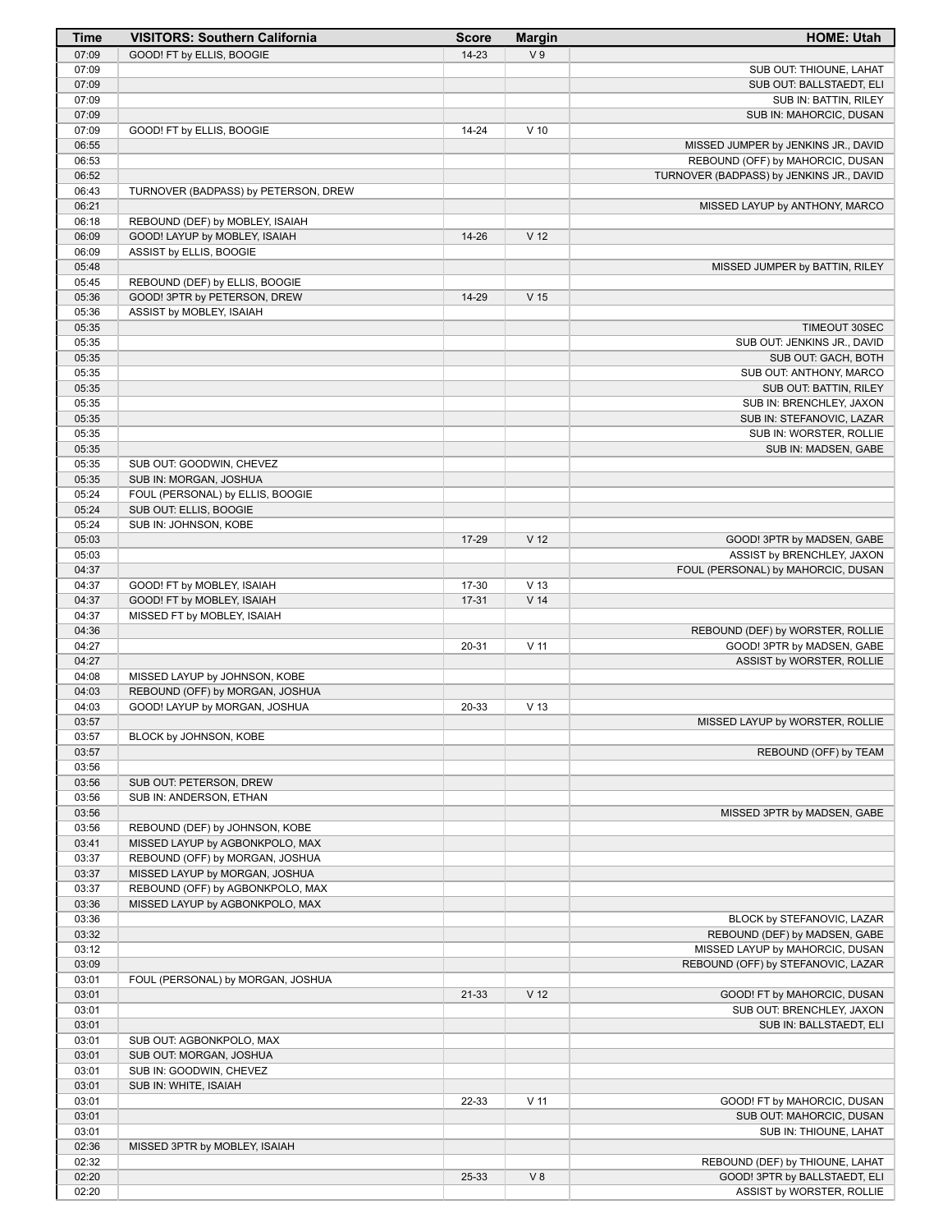| Time | VISITORS: Southern California | Score | Margin | HOME: Utah |
|---|---|---|---|---|
| 07:09 | GOOD! FT by ELLIS, BOOGIE | 14-23 | V 9 | |
| 07:09 | | | | SUB OUT: THIOUNE, LAHAT |
| 07:09 | | | | SUB OUT: BALLSTAEDT, ELI |
| 07:09 | | | | SUB IN: BATTIN, RILEY |
| 07:09 | | | | SUB IN: MAHORCIC, DUSAN |
| 07:09 | GOOD! FT by ELLIS, BOOGIE | 14-24 | V 10 | |
| 06:55 | | | | MISSED JUMPER by JENKINS JR., DAVID |
| 06:53 | | | | REBOUND (OFF) by MAHORCIC, DUSAN |
| 06:52 | | | | TURNOVER (BADPASS) by JENKINS JR., DAVID |
| 06:43 | TURNOVER (BADPASS) by PETERSON, DREW | | | |
| 06:21 | | | | MISSED LAYUP by ANTHONY, MARCO |
| 06:18 | REBOUND (DEF) by MOBLEY, ISAIAH | | | |
| 06:09 | GOOD! LAYUP by MOBLEY, ISAIAH | 14-26 | V 12 | |
| 06:09 | ASSIST by ELLIS, BOOGIE | | | |
| 05:48 | | | | MISSED JUMPER by BATTIN, RILEY |
| 05:45 | REBOUND (DEF) by ELLIS, BOOGIE | | | |
| 05:36 | GOOD! 3PTR by PETERSON, DREW | 14-29 | V 15 | |
| 05:36 | ASSIST by MOBLEY, ISAIAH | | | |
| 05:35 | | | | TIMEOUT 30SEC |
| 05:35 | | | | SUB OUT: JENKINS JR., DAVID |
| 05:35 | | | | SUB OUT: GACH, BOTH |
| 05:35 | | | | SUB OUT: ANTHONY, MARCO |
| 05:35 | | | | SUB OUT: BATTIN, RILEY |
| 05:35 | | | | SUB IN: BRENCHLEY, JAXON |
| 05:35 | | | | SUB IN: STEFANOVIC, LAZAR |
| 05:35 | | | | SUB IN: WORSTER, ROLLIE |
| 05:35 | | | | SUB IN: MADSEN, GABE |
| 05:35 | SUB OUT: GOODWIN, CHEVEZ | | | |
| 05:35 | SUB IN: MORGAN, JOSHUA | | | |
| 05:24 | FOUL (PERSONAL) by ELLIS, BOOGIE | | | |
| 05:24 | SUB OUT: ELLIS, BOOGIE | | | |
| 05:24 | SUB IN: JOHNSON, KOBE | | | |
| 05:03 | | 17-29 | V 12 | GOOD! 3PTR by MADSEN, GABE |
| 05:03 | | | | ASSIST by BRENCHLEY, JAXON |
| 04:37 | | | | FOUL (PERSONAL) by MAHORCIC, DUSAN |
| 04:37 | GOOD! FT by MOBLEY, ISAIAH | 17-30 | V 13 | |
| 04:37 | GOOD! FT by MOBLEY, ISAIAH | 17-31 | V 14 | |
| 04:37 | MISSED FT by MOBLEY, ISAIAH | | | |
| 04:36 | | | | REBOUND (DEF) by WORSTER, ROLLIE |
| 04:27 | | 20-31 | V 11 | GOOD! 3PTR by MADSEN, GABE |
| 04:27 | | | | ASSIST by WORSTER, ROLLIE |
| 04:08 | MISSED LAYUP by JOHNSON, KOBE | | | |
| 04:03 | REBOUND (OFF) by MORGAN, JOSHUA | | | |
| 04:03 | GOOD! LAYUP by MORGAN, JOSHUA | 20-33 | V 13 | |
| 03:57 | | | | MISSED LAYUP by WORSTER, ROLLIE |
| 03:57 | BLOCK by JOHNSON, KOBE | | | |
| 03:57 | | | | REBOUND (OFF) by TEAM |
| 03:56 | | | | |
| 03:56 | SUB OUT: PETERSON, DREW | | | |
| 03:56 | SUB IN: ANDERSON, ETHAN | | | |
| 03:56 | | | | MISSED 3PTR by MADSEN, GABE |
| 03:56 | REBOUND (DEF) by JOHNSON, KOBE | | | |
| 03:41 | MISSED LAYUP by AGBONKPOLO, MAX | | | |
| 03:37 | REBOUND (OFF) by MORGAN, JOSHUA | | | |
| 03:37 | MISSED LAYUP by MORGAN, JOSHUA | | | |
| 03:37 | REBOUND (OFF) by AGBONKPOLO, MAX | | | |
| 03:36 | MISSED LAYUP by AGBONKPOLO, MAX | | | |
| 03:36 | | | | BLOCK by STEFANOVIC, LAZAR |
| 03:32 | | | | REBOUND (DEF) by MADSEN, GABE |
| 03:12 | | | | MISSED LAYUP by MAHORCIC, DUSAN |
| 03:09 | | | | REBOUND (OFF) by STEFANOVIC, LAZAR |
| 03:01 | FOUL (PERSONAL) by MORGAN, JOSHUA | | | |
| 03:01 | | 21-33 | V 12 | GOOD! FT by MAHORCIC, DUSAN |
| 03:01 | | | | SUB OUT: BRENCHLEY, JAXON |
| 03:01 | | | | SUB IN: BALLSTAEDT, ELI |
| 03:01 | SUB OUT: AGBONKPOLO, MAX | | | |
| 03:01 | SUB OUT: MORGAN, JOSHUA | | | |
| 03:01 | SUB IN: GOODWIN, CHEVEZ | | | |
| 03:01 | SUB IN: WHITE, ISAIAH | | | |
| 03:01 | | 22-33 | V 11 | GOOD! FT by MAHORCIC, DUSAN |
| 03:01 | | | | SUB OUT: MAHORCIC, DUSAN |
| 03:01 | | | | SUB IN: THIOUNE, LAHAT |
| 02:36 | MISSED 3PTR by MOBLEY, ISAIAH | | | |
| 02:32 | | | | REBOUND (DEF) by THIOUNE, LAHAT |
| 02:20 | | 25-33 | V 8 | GOOD! 3PTR by BALLSTAEDT, ELI |
| 02:20 | | | | ASSIST by WORSTER, ROLLIE |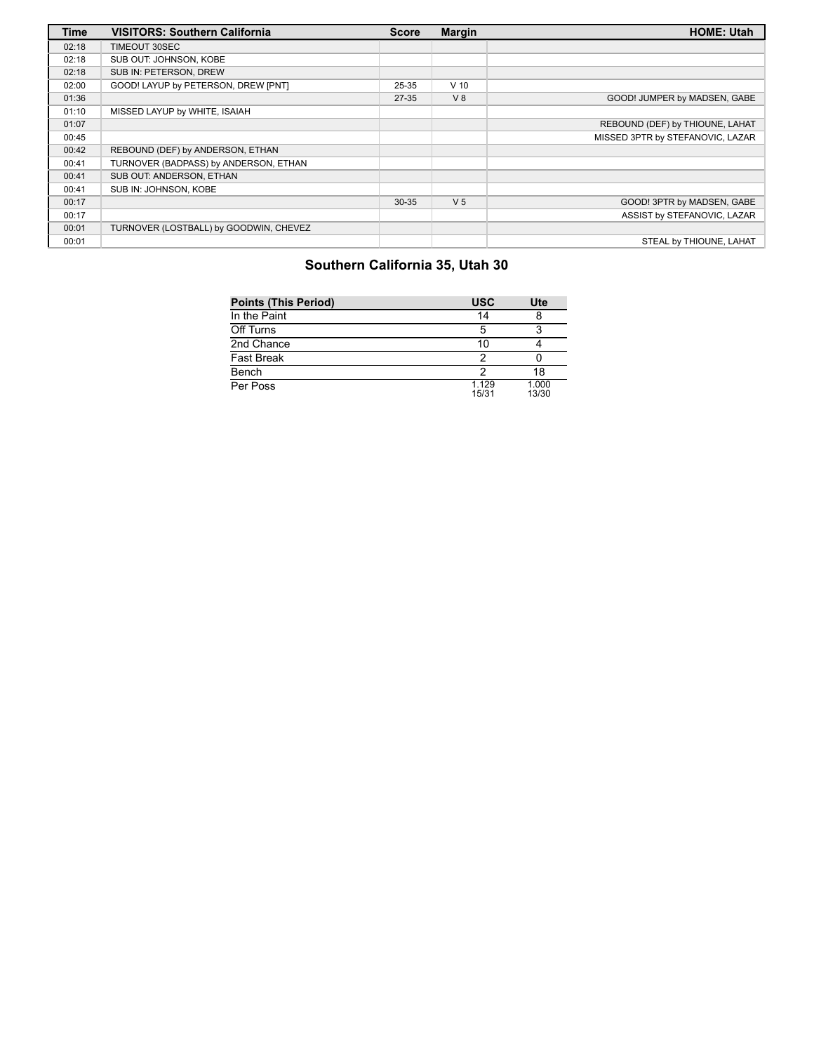| Time | VISITORS: Southern California | Score | Margin | HOME: Utah |
| --- | --- | --- | --- | --- |
| 02:18 | TIMEOUT 30SEC | | | |
| 02:18 | SUB OUT: JOHNSON, KOBE | | | |
| 02:18 | SUB IN: PETERSON, DREW | | | |
| 02:00 | GOOD! LAYUP by PETERSON, DREW [PNT] | 25-35 | V 10 | |
| 01:36 | | 27-35 | V 8 | GOOD! JUMPER by MADSEN, GABE |
| 01:10 | MISSED LAYUP by WHITE, ISAIAH | | | |
| 01:07 | | | | REBOUND (DEF) by THIOUNE, LAHAT |
| 00:45 | | | | MISSED 3PTR by STEFANOVIC, LAZAR |
| 00:42 | REBOUND (DEF) by ANDERSON, ETHAN | | | |
| 00:41 | TURNOVER (BADPASS) by ANDERSON, ETHAN | | | |
| 00:41 | SUB OUT: ANDERSON, ETHAN | | | |
| 00:41 | SUB IN: JOHNSON, KOBE | | | |
| 00:17 | | 30-35 | V 5 | GOOD! 3PTR by MADSEN, GABE |
| 00:17 | | | | ASSIST by STEFANOVIC, LAZAR |
| 00:01 | TURNOVER (LOSTBALL) by GOODWIN, CHEVEZ | | | |
| 00:01 | | | | STEAL by THIOUNE, LAHAT |

## Southern California 35, Utah 30

| Points (This Period) | USC | Ute |
| --- | --- | --- |
| In the Paint | 14 | 8 |
| Off Turns | 5 | 3 |
| 2nd Chance | 10 | 4 |
| Fast Break | 2 | 0 |
| Bench | 2 | 18 |
| Per Poss | 1.129 15/31 | 1.000 13/30 |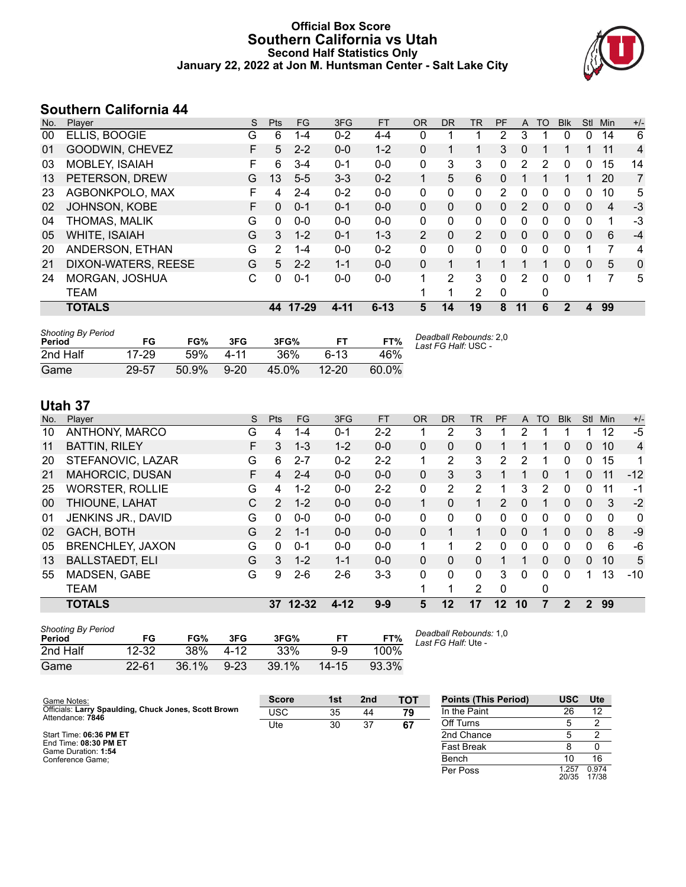# Official Box Score
## Southern California vs Utah
### Second Half Statistics Only
### January 22, 2022 at Jon M. Huntsman Center - Salt Lake City

## Southern California 44

| No. | Player | S | Pts | FG | 3FG | FT | OR | DR | TR | PF | A | TO | Blk | Stl | Min | +/- |
|---|---|---|---|---|---|---|---|---|---|---|---|---|---|---|---|---|
| 00 | ELLIS, BOOGIE | G | 6 | 1-4 | 0-2 | 4-4 | 0 | 1 | 1 | 2 | 3 | 1 | 0 | 0 | 14 | 6 |
| 01 | GOODWIN, CHEVEZ | F | 5 | 2-2 | 0-0 | 1-2 | 0 | 1 | 1 | 3 | 0 | 1 | 1 | 1 | 11 | 4 |
| 03 | MOBLEY, ISAIAH | F | 6 | 3-4 | 0-1 | 0-0 | 0 | 3 | 3 | 0 | 2 | 2 | 0 | 0 | 15 | 14 |
| 13 | PETERSON, DREW | G | 13 | 5-5 | 3-3 | 0-2 | 1 | 5 | 6 | 0 | 1 | 1 | 1 | 1 | 20 | 7 |
| 23 | AGBONKPOLO, MAX | F | 4 | 2-4 | 0-2 | 0-0 | 0 | 0 | 0 | 2 | 0 | 0 | 0 | 0 | 10 | 5 |
| 02 | JOHNSON, KOBE | F | 0 | 0-1 | 0-1 | 0-0 | 0 | 0 | 0 | 0 | 2 | 0 | 0 | 0 | 4 | -3 |
| 04 | THOMAS, MALIK | G | 0 | 0-0 | 0-0 | 0-0 | 0 | 0 | 0 | 0 | 0 | 0 | 0 | 0 | 1 | -3 |
| 05 | WHITE, ISAIAH | G | 3 | 1-2 | 0-1 | 1-3 | 2 | 0 | 2 | 0 | 0 | 0 | 0 | 0 | 6 | -4 |
| 20 | ANDERSON, ETHAN | G | 2 | 1-4 | 0-0 | 0-2 | 0 | 0 | 0 | 0 | 0 | 0 | 0 | 1 | 7 | 4 |
| 21 | DIXON-WATERS, REESE | G | 5 | 2-2 | 1-1 | 0-0 | 0 | 1 | 1 | 1 | 1 | 1 | 0 | 0 | 5 | 0 |
| 24 | MORGAN, JOSHUA | C | 0 | 0-1 | 0-0 | 0-0 | 1 | 2 | 3 | 0 | 2 | 0 | 0 | 1 | 7 | 5 |
| | TEAM | | | | | | 1 | 1 | 2 | 0 | | 0 | | | | |
| | **TOTALS** | | **44** | **17-29** | **4-11** | **6-13** | **5** | **14** | **19** | **8** | **11** | **6** | **2** | **4** | **99** | |

*Shooting By Period*

| Period | FG | FG% | 3FG | 3FG% | FT | FT% |
|---|---|---|---|---|---|---|
| 2nd Half | 17-29 | 59% | 4-11 | 36% | 6-13 | 46% |
| Game | 29-57 | 50.9% | 9-20 | 45.0% | 12-20 | 60.0% |

*Deadball Rebounds:* 2,0
*Last FG Half:* USC -

## Utah 37

| No. | Player | S | Pts | FG | 3FG | FT | OR | DR | TR | PF | A | TO | Blk | Stl | Min | +/- |
|---|---|---|---|---|---|---|---|---|---|---|---|---|---|---|---|---|
| 10 | ANTHONY, MARCO | G | 4 | 1-4 | 0-1 | 2-2 | 1 | 2 | 3 | 1 | 2 | 1 | 1 | 1 | 12 | -5 |
| 11 | BATTIN, RILEY | F | 3 | 1-3 | 1-2 | 0-0 | 0 | 0 | 0 | 1 | 1 | 1 | 0 | 0 | 10 | 4 |
| 20 | STEFANOVIC, LAZAR | G | 6 | 2-7 | 0-2 | 2-2 | 1 | 2 | 3 | 2 | 2 | 1 | 0 | 0 | 15 | 1 |
| 21 | MAHORCIC, DUSAN | F | 4 | 2-4 | 0-0 | 0-0 | 0 | 3 | 3 | 1 | 1 | 0 | 1 | 0 | 11 | -12 |
| 25 | WORSTER, ROLLIE | G | 4 | 1-2 | 0-0 | 2-2 | 0 | 2 | 2 | 1 | 3 | 2 | 0 | 0 | 11 | -1 |
| 00 | THIOUNE, LAHAT | C | 2 | 1-2 | 0-0 | 0-0 | 1 | 0 | 1 | 2 | 0 | 1 | 0 | 0 | 3 | -2 |
| 01 | JENKINS JR., DAVID | G | 0 | 0-0 | 0-0 | 0-0 | 0 | 0 | 0 | 0 | 0 | 0 | 0 | 0 | 0 | 0 |
| 02 | GACH, BOTH | G | 2 | 1-1 | 0-0 | 0-0 | 0 | 1 | 1 | 0 | 0 | 1 | 0 | 0 | 8 | -9 |
| 05 | BRENCHLEY, JAXON | G | 0 | 0-1 | 0-0 | 0-0 | 1 | 1 | 2 | 0 | 0 | 0 | 0 | 0 | 6 | -6 |
| 13 | BALLSTAEDT, ELI | G | 3 | 1-2 | 1-1 | 0-0 | 0 | 0 | 0 | 1 | 1 | 0 | 0 | 0 | 10 | 5 |
| 55 | MADSEN, GABE | G | 9 | 2-6 | 2-6 | 3-3 | 0 | 0 | 0 | 3 | 0 | 0 | 0 | 1 | 13 | -10 |
| | TEAM | | | | | | 1 | 1 | 2 | 0 | | 0 | | | | |
| | **TOTALS** | | **37** | **12-32** | **4-12** | **9-9** | **5** | **12** | **17** | **12** | **10** | **7** | **2** | **2** | **99** | |

*Shooting By Period*

| Period | FG | FG% | 3FG | 3FG% | FT | FT% |
|---|---|---|---|---|---|---|
| 2nd Half | 12-32 | 38% | 4-12 | 33% | 9-9 | 100% |
| Game | 22-61 | 36.1% | 9-23 | 39.1% | 14-15 | 93.3% |

*Deadball Rebounds:* 1,0
*Last FG Half:* Ute -

Game Notes:
Officials: **Larry Spaulding, Chuck Jones, Scott Brown**
Attendance: **7846**

Start Time: **06:36 PM ET**
End Time: **08:30 PM ET**
Game Duration: **1:54**
Conference Game;

| Score | 1st | 2nd | TOT |
|---|---|---|---|
| USC | 35 | 44 | **79** |
| Ute | 30 | 37 | **67** |

| Points (This Period) | USC | Ute |
|---|---|---|
| In the Paint | 26 | 12 |
| Off Turns | 5 | 2 |
| 2nd Chance | 5 | 2 |
| Fast Break | 8 | 0 |
| Bench | 10 | 16 |
| Per Poss | 1.257 20/35 | 0.974 17/38 |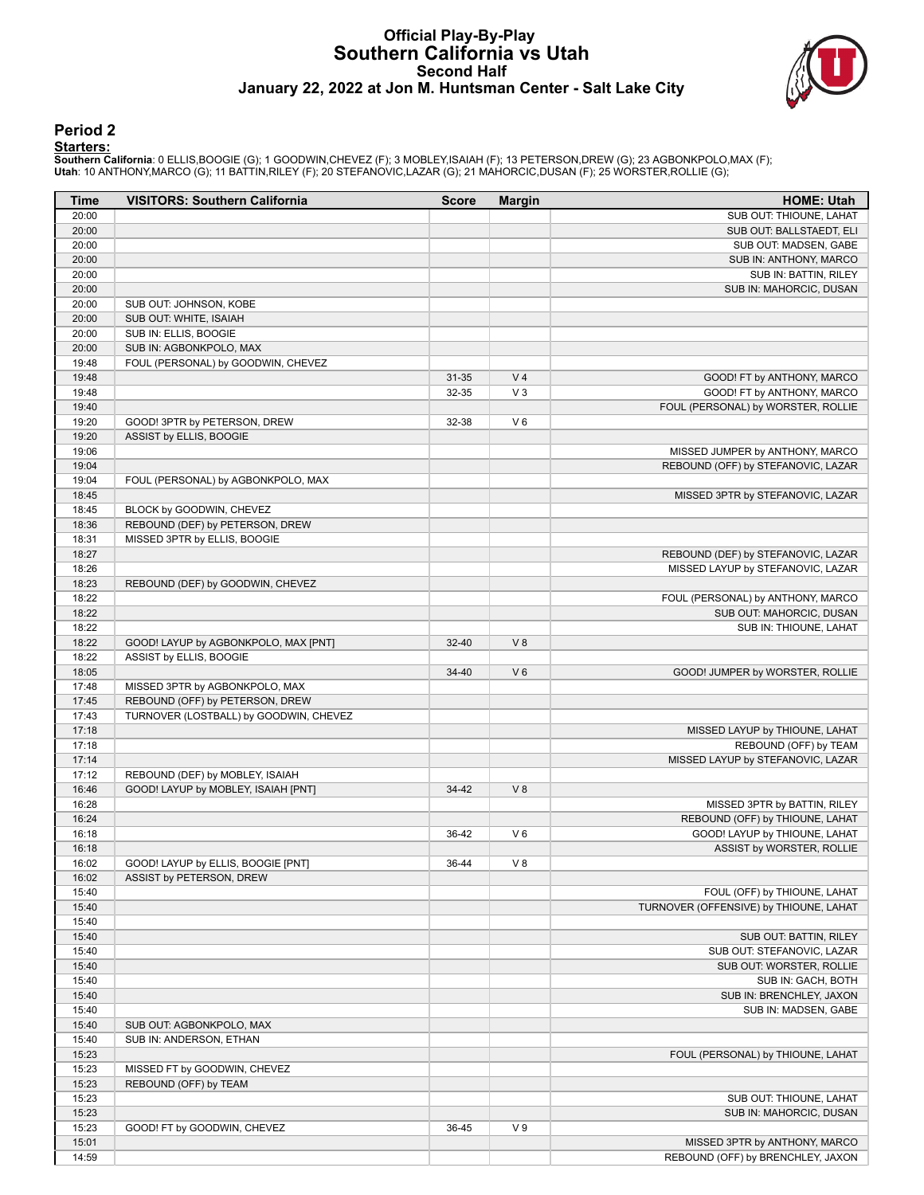# Official Play-By-Play
## Southern California vs Utah
### Second Half
### January 22, 2022 at Jon M. Huntsman Center - Salt Lake City

## Period 2

**Starters:**

**Southern California**: 0 ELLIS,BOOGIE (G); 1 GOODWIN,CHEVEZ (F); 3 MOBLEY,ISAIAH (F); 13 PETERSON,DREW (G); 23 AGBONKPOLO,MAX (F);
**Utah**: 10 ANTHONY,MARCO (G); 11 BATTIN,RILEY (F); 20 STEFANOVIC,LAZAR (G); 21 MAHORCIC,DUSAN (F); 25 WORSTER,ROLLIE (G);

| Time | VISITORS: Southern California | Score | Margin | HOME: Utah |
|---|---|---|---|---|
| 20:00 | | | | SUB OUT: THIOUNE, LAHAT |
| 20:00 | | | | SUB OUT: BALLSTAEDT, ELI |
| 20:00 | | | | SUB OUT: MADSEN, GABE |
| 20:00 | | | | SUB IN: ANTHONY, MARCO |
| 20:00 | | | | SUB IN: BATTIN, RILEY |
| 20:00 | | | | SUB IN: MAHORCIC, DUSAN |
| 20:00 | SUB OUT: JOHNSON, KOBE | | | |
| 20:00 | SUB OUT: WHITE, ISAIAH | | | |
| 20:00 | SUB IN: ELLIS, BOOGIE | | | |
| 20:00 | SUB IN: AGBONKPOLO, MAX | | | |
| 19:48 | FOUL (PERSONAL) by GOODWIN, CHEVEZ | | | |
| 19:48 | | 31-35 | V 4 | GOOD! FT by ANTHONY, MARCO |
| 19:48 | | 32-35 | V 3 | GOOD! FT by ANTHONY, MARCO |
| 19:40 | | | | FOUL (PERSONAL) by WORSTER, ROLLIE |
| 19:20 | GOOD! 3PTR by PETERSON, DREW | 32-38 | V 6 | |
| 19:20 | ASSIST by ELLIS, BOOGIE | | | |
| 19:06 | | | | MISSED JUMPER by ANTHONY, MARCO |
| 19:04 | | | | REBOUND (OFF) by STEFANOVIC, LAZAR |
| 19:04 | FOUL (PERSONAL) by AGBONKPOLO, MAX | | | |
| 18:45 | | | | MISSED 3PTR by STEFANOVIC, LAZAR |
| 18:45 | BLOCK by GOODWIN, CHEVEZ | | | |
| 18:36 | REBOUND (DEF) by PETERSON, DREW | | | |
| 18:31 | MISSED 3PTR by ELLIS, BOOGIE | | | |
| 18:27 | | | | REBOUND (DEF) by STEFANOVIC, LAZAR |
| 18:26 | | | | MISSED LAYUP by STEFANOVIC, LAZAR |
| 18:23 | REBOUND (DEF) by GOODWIN, CHEVEZ | | | |
| 18:22 | | | | FOUL (PERSONAL) by ANTHONY, MARCO |
| 18:22 | | | | SUB OUT: MAHORCIC, DUSAN |
| 18:22 | | | | SUB IN: THIOUNE, LAHAT |
| 18:22 | GOOD! LAYUP by AGBONKPOLO, MAX [PNT] | 32-40 | V 8 | |
| 18:22 | ASSIST by ELLIS, BOOGIE | | | |
| 18:05 | | 34-40 | V 6 | GOOD! JUMPER by WORSTER, ROLLIE |
| 17:48 | MISSED 3PTR by AGBONKPOLO, MAX | | | |
| 17:45 | REBOUND (OFF) by PETERSON, DREW | | | |
| 17:43 | TURNOVER (LOSTBALL) by GOODWIN, CHEVEZ | | | |
| 17:18 | | | | MISSED LAYUP by THIOUNE, LAHAT |
| 17:18 | | | | REBOUND (OFF) by TEAM |
| 17:14 | | | | MISSED LAYUP by STEFANOVIC, LAZAR |
| 17:12 | REBOUND (DEF) by MOBLEY, ISAIAH | | | |
| 16:46 | GOOD! LAYUP by MOBLEY, ISAIAH [PNT] | 34-42 | V 8 | |
| 16:28 | | | | MISSED 3PTR by BATTIN, RILEY |
| 16:24 | | | | REBOUND (OFF) by THIOUNE, LAHAT |
| 16:18 | | 36-42 | V 6 | GOOD! LAYUP by THIOUNE, LAHAT |
| 16:18 | | | | ASSIST by WORSTER, ROLLIE |
| 16:02 | GOOD! LAYUP by ELLIS, BOOGIE [PNT] | 36-44 | V 8 | |
| 16:02 | ASSIST by PETERSON, DREW | | | |
| 15:40 | | | | FOUL (OFF) by THIOUNE, LAHAT |
| 15:40 | | | | TURNOVER (OFFENSIVE) by THIOUNE, LAHAT |
| 15:40 | | | | |
| 15:40 | | | | SUB OUT: BATTIN, RILEY |
| 15:40 | | | | SUB OUT: STEFANOVIC, LAZAR |
| 15:40 | | | | SUB OUT: WORSTER, ROLLIE |
| 15:40 | | | | SUB IN: GACH, BOTH |
| 15:40 | | | | SUB IN: BRENCHLEY, JAXON |
| 15:40 | | | | SUB IN: MADSEN, GABE |
| 15:40 | SUB OUT: AGBONKPOLO, MAX | | | |
| 15:40 | SUB IN: ANDERSON, ETHAN | | | |
| 15:23 | | | | FOUL (PERSONAL) by THIOUNE, LAHAT |
| 15:23 | MISSED FT by GOODWIN, CHEVEZ | | | |
| 15:23 | REBOUND (OFF) by TEAM | | | |
| 15:23 | | | | SUB OUT: THIOUNE, LAHAT |
| 15:23 | | | | SUB IN: MAHORCIC, DUSAN |
| 15:23 | GOOD! FT by GOODWIN, CHEVEZ | 36-45 | V 9 | |
| 15:01 | | | | MISSED 3PTR by ANTHONY, MARCO |
| 14:59 | | | | REBOUND (OFF) by BRENCHLEY, JAXON |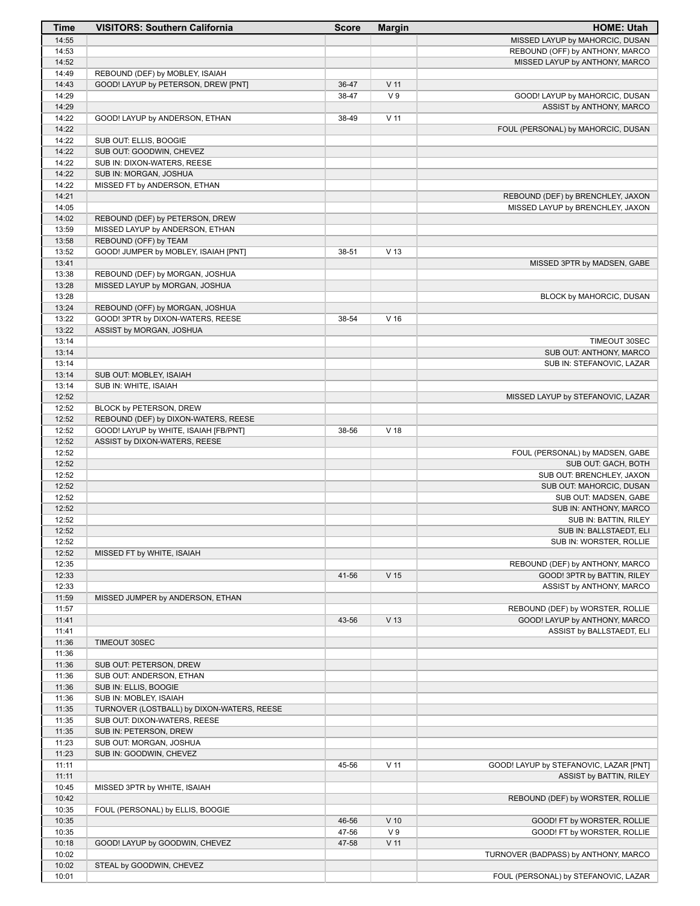| Time | VISITORS: Southern California | Score | Margin | HOME: Utah |
| --- | --- | --- | --- | --- |
| 14:55 | | | | MISSED LAYUP by MAHORCIC, DUSAN |
| 14:53 | | | | REBOUND (OFF) by ANTHONY, MARCO |
| 14:52 | | | | MISSED LAYUP by ANTHONY, MARCO |
| 14:49 | REBOUND (DEF) by MOBLEY, ISAIAH | | | |
| 14:43 | GOOD! LAYUP by PETERSON, DREW [PNT] | 36-47 | V 11 | |
| 14:29 | | 38-47 | V 9 | GOOD! LAYUP by MAHORCIC, DUSAN |
| 14:29 | | | | ASSIST by ANTHONY, MARCO |
| 14:22 | GOOD! LAYUP by ANDERSON, ETHAN | 38-49 | V 11 | |
| 14:22 | | | | FOUL (PERSONAL) by MAHORCIC, DUSAN |
| 14:22 | SUB OUT: ELLIS, BOOGIE | | | |
| 14:22 | SUB OUT: GOODWIN, CHEVEZ | | | |
| 14:22 | SUB IN: DIXON-WATERS, REESE | | | |
| 14:22 | SUB IN: MORGAN, JOSHUA | | | |
| 14:22 | MISSED FT by ANDERSON, ETHAN | | | |
| 14:21 | | | | REBOUND (DEF) by BRENCHLEY, JAXON |
| 14:05 | | | | MISSED LAYUP by BRENCHLEY, JAXON |
| 14:02 | REBOUND (DEF) by PETERSON, DREW | | | |
| 13:59 | MISSED LAYUP by ANDERSON, ETHAN | | | |
| 13:58 | REBOUND (OFF) by TEAM | | | |
| 13:52 | GOOD! JUMPER by MOBLEY, ISAIAH [PNT] | 38-51 | V 13 | |
| 13:41 | | | | MISSED 3PTR by MADSEN, GABE |
| 13:38 | REBOUND (DEF) by MORGAN, JOSHUA | | | |
| 13:28 | MISSED LAYUP by MORGAN, JOSHUA | | | |
| 13:28 | | | | BLOCK by MAHORCIC, DUSAN |
| 13:24 | REBOUND (OFF) by MORGAN, JOSHUA | | | |
| 13:22 | GOOD! 3PTR by DIXON-WATERS, REESE | 38-54 | V 16 | |
| 13:22 | ASSIST by MORGAN, JOSHUA | | | |
| 13:14 | | | | TIMEOUT 30SEC |
| 13:14 | | | | SUB OUT: ANTHONY, MARCO |
| 13:14 | | | | SUB IN: STEFANOVIC, LAZAR |
| 13:14 | SUB OUT: MOBLEY, ISAIAH | | | |
| 13:14 | SUB IN: WHITE, ISAIAH | | | |
| 12:52 | | | | MISSED LAYUP by STEFANOVIC, LAZAR |
| 12:52 | BLOCK by PETERSON, DREW | | | |
| 12:52 | REBOUND (DEF) by DIXON-WATERS, REESE | | | |
| 12:52 | GOOD! LAYUP by WHITE, ISAIAH [FB/PNT] | 38-56 | V 18 | |
| 12:52 | ASSIST by DIXON-WATERS, REESE | | | |
| 12:52 | | | | FOUL (PERSONAL) by MADSEN, GABE |
| 12:52 | | | | SUB OUT: GACH, BOTH |
| 12:52 | | | | SUB OUT: BRENCHLEY, JAXON |
| 12:52 | | | | SUB OUT: MAHORCIC, DUSAN |
| 12:52 | | | | SUB OUT: MADSEN, GABE |
| 12:52 | | | | SUB IN: ANTHONY, MARCO |
| 12:52 | | | | SUB IN: BATTIN, RILEY |
| 12:52 | | | | SUB IN: BALLSTAEDT, ELI |
| 12:52 | | | | SUB IN: WORSTER, ROLLIE |
| 12:52 | MISSED FT by WHITE, ISAIAH | | | |
| 12:35 | | | | REBOUND (DEF) by ANTHONY, MARCO |
| 12:33 | | 41-56 | V 15 | GOOD! 3PTR by BATTIN, RILEY |
| 12:33 | | | | ASSIST by ANTHONY, MARCO |
| 11:59 | MISSED JUMPER by ANDERSON, ETHAN | | | |
| 11:57 | | | | REBOUND (DEF) by WORSTER, ROLLIE |
| 11:41 | | 43-56 | V 13 | GOOD! LAYUP by ANTHONY, MARCO |
| 11:41 | | | | ASSIST by BALLSTAEDT, ELI |
| 11:36 | TIMEOUT 30SEC | | | |
| 11:36 | | | | |
| 11:36 | SUB OUT: PETERSON, DREW | | | |
| 11:36 | SUB OUT: ANDERSON, ETHAN | | | |
| 11:36 | SUB IN: ELLIS, BOOGIE | | | |
| 11:36 | SUB IN: MOBLEY, ISAIAH | | | |
| 11:35 | TURNOVER (LOSTBALL) by DIXON-WATERS, REESE | | | |
| 11:35 | SUB OUT: DIXON-WATERS, REESE | | | |
| 11:35 | SUB IN: PETERSON, DREW | | | |
| 11:23 | SUB OUT: MORGAN, JOSHUA | | | |
| 11:23 | SUB IN: GOODWIN, CHEVEZ | | | |
| 11:11 | | 45-56 | V 11 | GOOD! LAYUP by STEFANOVIC, LAZAR [PNT] |
| 11:11 | | | | ASSIST by BATTIN, RILEY |
| 10:45 | MISSED 3PTR by WHITE, ISAIAH | | | |
| 10:42 | | | | REBOUND (DEF) by WORSTER, ROLLIE |
| 10:35 | FOUL (PERSONAL) by ELLIS, BOOGIE | | | |
| 10:35 | | 46-56 | V 10 | GOOD! FT by WORSTER, ROLLIE |
| 10:35 | | 47-56 | V 9 | GOOD! FT by WORSTER, ROLLIE |
| 10:18 | GOOD! LAYUP by GOODWIN, CHEVEZ | 47-58 | V 11 | |
| 10:02 | | | | TURNOVER (BADPASS) by ANTHONY, MARCO |
| 10:02 | STEAL by GOODWIN, CHEVEZ | | | |
| 10:01 | | | | FOUL (PERSONAL) by STEFANOVIC, LAZAR |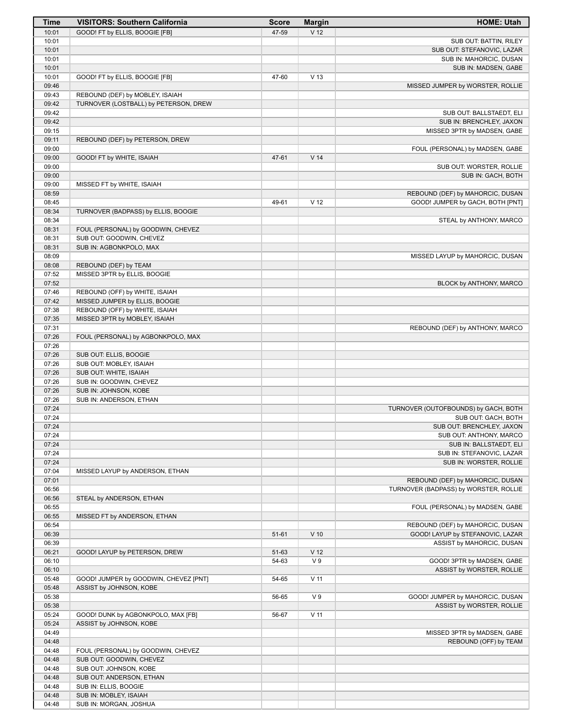| Time | VISITORS: Southern California | Score | Margin | HOME: Utah |
|---|---|---|---|---|
| 10:01 | GOOD! FT by ELLIS, BOOGIE [FB] | 47-59 | V 12 | |
| 10:01 | | | | SUB OUT: BATTIN, RILEY |
| 10:01 | | | | SUB OUT: STEFANOVIC, LAZAR |
| 10:01 | | | | SUB IN: MAHORCIC, DUSAN |
| 10:01 | | | | SUB IN: MADSEN, GABE |
| 10:01 | GOOD! FT by ELLIS, BOOGIE [FB] | 47-60 | V 13 | |
| 09:46 | | | | MISSED JUMPER by WORSTER, ROLLIE |
| 09:43 | REBOUND (DEF) by MOBLEY, ISAIAH | | | |
| 09:42 | TURNOVER (LOSTBALL) by PETERSON, DREW | | | |
| 09:42 | | | | SUB OUT: BALLSTAEDT, ELI |
| 09:42 | | | | SUB IN: BRENCHLEY, JAXON |
| 09:15 | | | | MISSED 3PTR by MADSEN, GABE |
| 09:11 | REBOUND (DEF) by PETERSON, DREW | | | |
| 09:00 | | | | FOUL (PERSONAL) by MADSEN, GABE |
| 09:00 | GOOD! FT by WHITE, ISAIAH | 47-61 | V 14 | |
| 09:00 | | | | SUB OUT: WORSTER, ROLLIE |
| 09:00 | | | | SUB IN: GACH, BOTH |
| 09:00 | MISSED FT by WHITE, ISAIAH | | | |
| 08:59 | | | | REBOUND (DEF) by MAHORCIC, DUSAN |
| 08:45 | | 49-61 | V 12 | GOOD! JUMPER by GACH, BOTH [PNT] |
| 08:34 | TURNOVER (BADPASS) by ELLIS, BOOGIE | | | |
| 08:34 | | | | STEAL by ANTHONY, MARCO |
| 08:31 | FOUL (PERSONAL) by GOODWIN, CHEVEZ | | | |
| 08:31 | SUB OUT: GOODWIN, CHEVEZ | | | |
| 08:31 | SUB IN: AGBONKPOLO, MAX | | | |
| 08:09 | | | | MISSED LAYUP by MAHORCIC, DUSAN |
| 08:08 | REBOUND (DEF) by TEAM | | | |
| 07:52 | MISSED 3PTR by ELLIS, BOOGIE | | | |
| 07:52 | | | | BLOCK by ANTHONY, MARCO |
| 07:46 | REBOUND (OFF) by WHITE, ISAIAH | | | |
| 07:42 | MISSED JUMPER by ELLIS, BOOGIE | | | |
| 07:38 | REBOUND (OFF) by WHITE, ISAIAH | | | |
| 07:35 | MISSED 3PTR by MOBLEY, ISAIAH | | | |
| 07:31 | | | | REBOUND (DEF) by ANTHONY, MARCO |
| 07:26 | FOUL (PERSONAL) by AGBONKPOLO, MAX | | | |
| 07:26 | | | | |
| 07:26 | SUB OUT: ELLIS, BOOGIE | | | |
| 07:26 | SUB OUT: MOBLEY, ISAIAH | | | |
| 07:26 | SUB OUT: WHITE, ISAIAH | | | |
| 07:26 | SUB IN: GOODWIN, CHEVEZ | | | |
| 07:26 | SUB IN: JOHNSON, KOBE | | | |
| 07:26 | SUB IN: ANDERSON, ETHAN | | | |
| 07:24 | | | | TURNOVER (OUTOFBOUNDS) by GACH, BOTH |
| 07:24 | | | | SUB OUT: GACH, BOTH |
| 07:24 | | | | SUB OUT: BRENCHLEY, JAXON |
| 07:24 | | | | SUB OUT: ANTHONY, MARCO |
| 07:24 | | | | SUB IN: BALLSTAEDT, ELI |
| 07:24 | | | | SUB IN: STEFANOVIC, LAZAR |
| 07:24 | | | | SUB IN: WORSTER, ROLLIE |
| 07:04 | MISSED LAYUP by ANDERSON, ETHAN | | | |
| 07:01 | | | | REBOUND (DEF) by MAHORCIC, DUSAN |
| 06:56 | | | | TURNOVER (BADPASS) by WORSTER, ROLLIE |
| 06:56 | STEAL by ANDERSON, ETHAN | | | |
| 06:55 | | | | FOUL (PERSONAL) by MADSEN, GABE |
| 06:55 | MISSED FT by ANDERSON, ETHAN | | | |
| 06:54 | | | | REBOUND (DEF) by MAHORCIC, DUSAN |
| 06:39 | | 51-61 | V 10 | GOOD! LAYUP by STEFANOVIC, LAZAR |
| 06:39 | | | | ASSIST by MAHORCIC, DUSAN |
| 06:21 | GOOD! LAYUP by PETERSON, DREW | 51-63 | V 12 | |
| 06:10 | | 54-63 | V 9 | GOOD! 3PTR by MADSEN, GABE |
| 06:10 | | | | ASSIST by WORSTER, ROLLIE |
| 05:48 | GOOD! JUMPER by GOODWIN, CHEVEZ [PNT] | 54-65 | V 11 | |
| 05:48 | ASSIST by JOHNSON, KOBE | | | |
| 05:38 | | 56-65 | V 9 | GOOD! JUMPER by MAHORCIC, DUSAN |
| 05:38 | | | | ASSIST by WORSTER, ROLLIE |
| 05:24 | GOOD! DUNK by AGBONKPOLO, MAX [FB] | 56-67 | V 11 | |
| 05:24 | ASSIST by JOHNSON, KOBE | | | |
| 04:49 | | | | MISSED 3PTR by MADSEN, GABE |
| 04:48 | | | | REBOUND (OFF) by TEAM |
| 04:48 | FOUL (PERSONAL) by GOODWIN, CHEVEZ | | | |
| 04:48 | SUB OUT: GOODWIN, CHEVEZ | | | |
| 04:48 | SUB OUT: JOHNSON, KOBE | | | |
| 04:48 | SUB OUT: ANDERSON, ETHAN | | | |
| 04:48 | SUB IN: ELLIS, BOOGIE | | | |
| 04:48 | SUB IN: MOBLEY, ISAIAH | | | |
| 04:48 | SUB IN: MORGAN, JOSHUA | | | |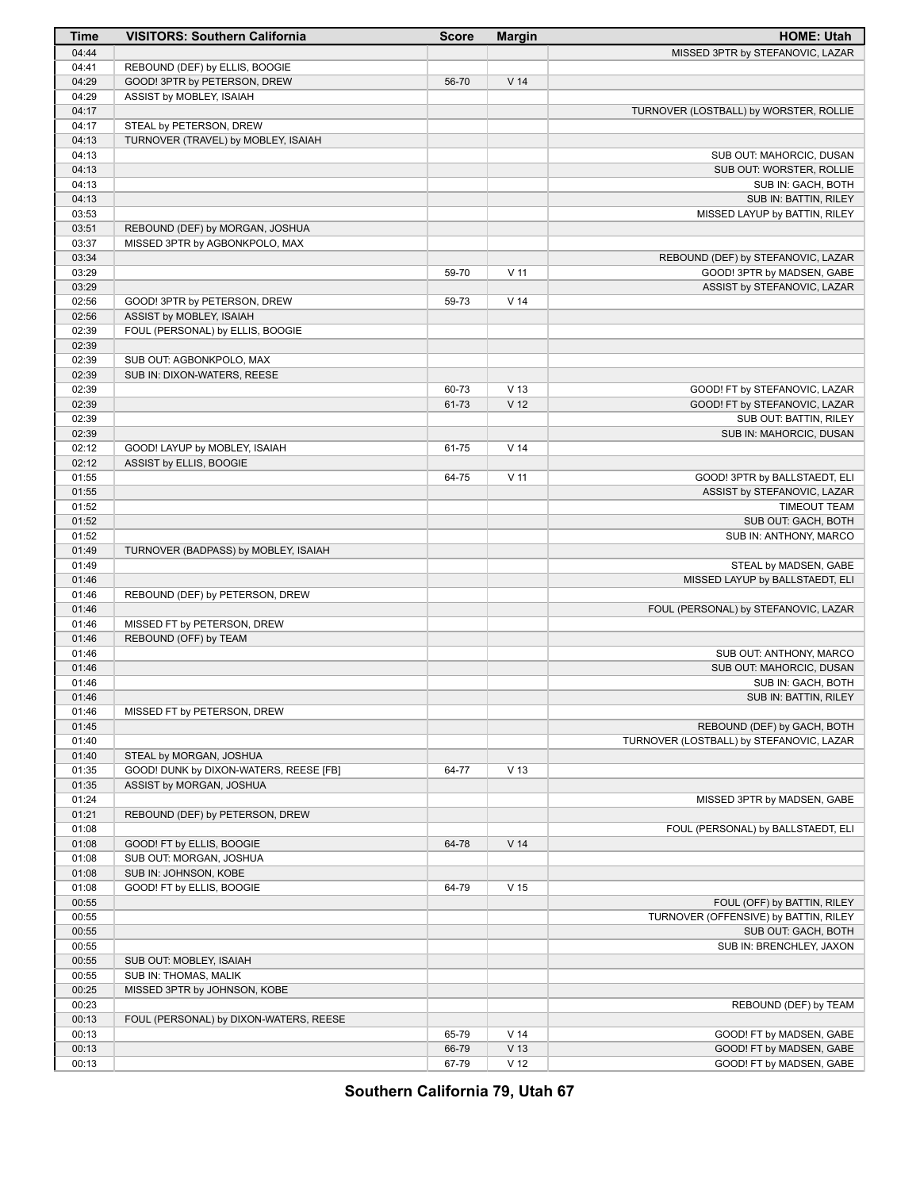| Time | VISITORS: Southern California | Score | Margin | HOME: Utah |
|---|---|---|---|---|
| 04:44 | | | | MISSED 3PTR by STEFANOVIC, LAZAR |
| 04:41 | REBOUND (DEF) by ELLIS, BOOGIE | | | |
| 04:29 | GOOD! 3PTR by PETERSON, DREW | 56-70 | V 14 | |
| 04:29 | ASSIST by MOBLEY, ISAIAH | | | |
| 04:17 | | | | TURNOVER (LOSTBALL) by WORSTER, ROLLIE |
| 04:17 | STEAL by PETERSON, DREW | | | |
| 04:13 | TURNOVER (TRAVEL) by MOBLEY, ISAIAH | | | |
| 04:13 | | | | SUB OUT: MAHORCIC, DUSAN |
| 04:13 | | | | SUB OUT: WORSTER, ROLLIE |
| 04:13 | | | | SUB IN: GACH, BOTH |
| 04:13 | | | | SUB IN: BATTIN, RILEY |
| 03:53 | | | | MISSED LAYUP by BATTIN, RILEY |
| 03:51 | REBOUND (DEF) by MORGAN, JOSHUA | | | |
| 03:37 | MISSED 3PTR by AGBONKPOLO, MAX | | | |
| 03:34 | | | | REBOUND (DEF) by STEFANOVIC, LAZAR |
| 03:29 | | 59-70 | V 11 | GOOD! 3PTR by MADSEN, GABE |
| 03:29 | | | | ASSIST by STEFANOVIC, LAZAR |
| 02:56 | GOOD! 3PTR by PETERSON, DREW | 59-73 | V 14 | |
| 02:56 | ASSIST by MOBLEY, ISAIAH | | | |
| 02:39 | FOUL (PERSONAL) by ELLIS, BOOGIE | | | |
| 02:39 | | | | |
| 02:39 | SUB OUT: AGBONKPOLO, MAX | | | |
| 02:39 | SUB IN: DIXON-WATERS, REESE | | | |
| 02:39 | | 60-73 | V 13 | GOOD! FT by STEFANOVIC, LAZAR |
| 02:39 | | 61-73 | V 12 | GOOD! FT by STEFANOVIC, LAZAR |
| 02:39 | | | | SUB OUT: BATTIN, RILEY |
| 02:39 | | | | SUB IN: MAHORCIC, DUSAN |
| 02:12 | GOOD! LAYUP by MOBLEY, ISAIAH | 61-75 | V 14 | |
| 02:12 | ASSIST by ELLIS, BOOGIE | | | |
| 01:55 | | 64-75 | V 11 | GOOD! 3PTR by BALLSTAEDT, ELI |
| 01:55 | | | | ASSIST by STEFANOVIC, LAZAR |
| 01:52 | | | | TIMEOUT TEAM |
| 01:52 | | | | SUB OUT: GACH, BOTH |
| 01:52 | | | | SUB IN: ANTHONY, MARCO |
| 01:49 | TURNOVER (BADPASS) by MOBLEY, ISAIAH | | | |
| 01:49 | | | | STEAL by MADSEN, GABE |
| 01:46 | | | | MISSED LAYUP by BALLSTAEDT, ELI |
| 01:46 | REBOUND (DEF) by PETERSON, DREW | | | |
| 01:46 | | | | FOUL (PERSONAL) by STEFANOVIC, LAZAR |
| 01:46 | MISSED FT by PETERSON, DREW | | | |
| 01:46 | REBOUND (OFF) by TEAM | | | |
| 01:46 | | | | SUB OUT: ANTHONY, MARCO |
| 01:46 | | | | SUB OUT: MAHORCIC, DUSAN |
| 01:46 | | | | SUB IN: GACH, BOTH |
| 01:46 | | | | SUB IN: BATTIN, RILEY |
| 01:46 | MISSED FT by PETERSON, DREW | | | |
| 01:45 | | | | REBOUND (DEF) by GACH, BOTH |
| 01:40 | | | | TURNOVER (LOSTBALL) by STEFANOVIC, LAZAR |
| 01:40 | STEAL by MORGAN, JOSHUA | | | |
| 01:35 | GOOD! DUNK by DIXON-WATERS, REESE [FB] | 64-77 | V 13 | |
| 01:35 | ASSIST by MORGAN, JOSHUA | | | |
| 01:24 | | | | MISSED 3PTR by MADSEN, GABE |
| 01:21 | REBOUND (DEF) by PETERSON, DREW | | | |
| 01:08 | | | | FOUL (PERSONAL) by BALLSTAEDT, ELI |
| 01:08 | GOOD! FT by ELLIS, BOOGIE | 64-78 | V 14 | |
| 01:08 | SUB OUT: MORGAN, JOSHUA | | | |
| 01:08 | SUB IN: JOHNSON, KOBE | | | |
| 01:08 | GOOD! FT by ELLIS, BOOGIE | 64-79 | V 15 | |
| 00:55 | | | | FOUL (OFF) by BATTIN, RILEY |
| 00:55 | | | | TURNOVER (OFFENSIVE) by BATTIN, RILEY |
| 00:55 | | | | SUB OUT: GACH, BOTH |
| 00:55 | | | | SUB IN: BRENCHLEY, JAXON |
| 00:55 | SUB OUT: MOBLEY, ISAIAH | | | |
| 00:55 | SUB IN: THOMAS, MALIK | | | |
| 00:25 | MISSED 3PTR by JOHNSON, KOBE | | | |
| 00:23 | | | | REBOUND (DEF) by TEAM |
| 00:13 | FOUL (PERSONAL) by DIXON-WATERS, REESE | | | |
| 00:13 | | 65-79 | V 14 | GOOD! FT by MADSEN, GABE |
| 00:13 | | 66-79 | V 13 | GOOD! FT by MADSEN, GABE |
| 00:13 | | 67-79 | V 12 | GOOD! FT by MADSEN, GABE |

**Southern California 79, Utah 67**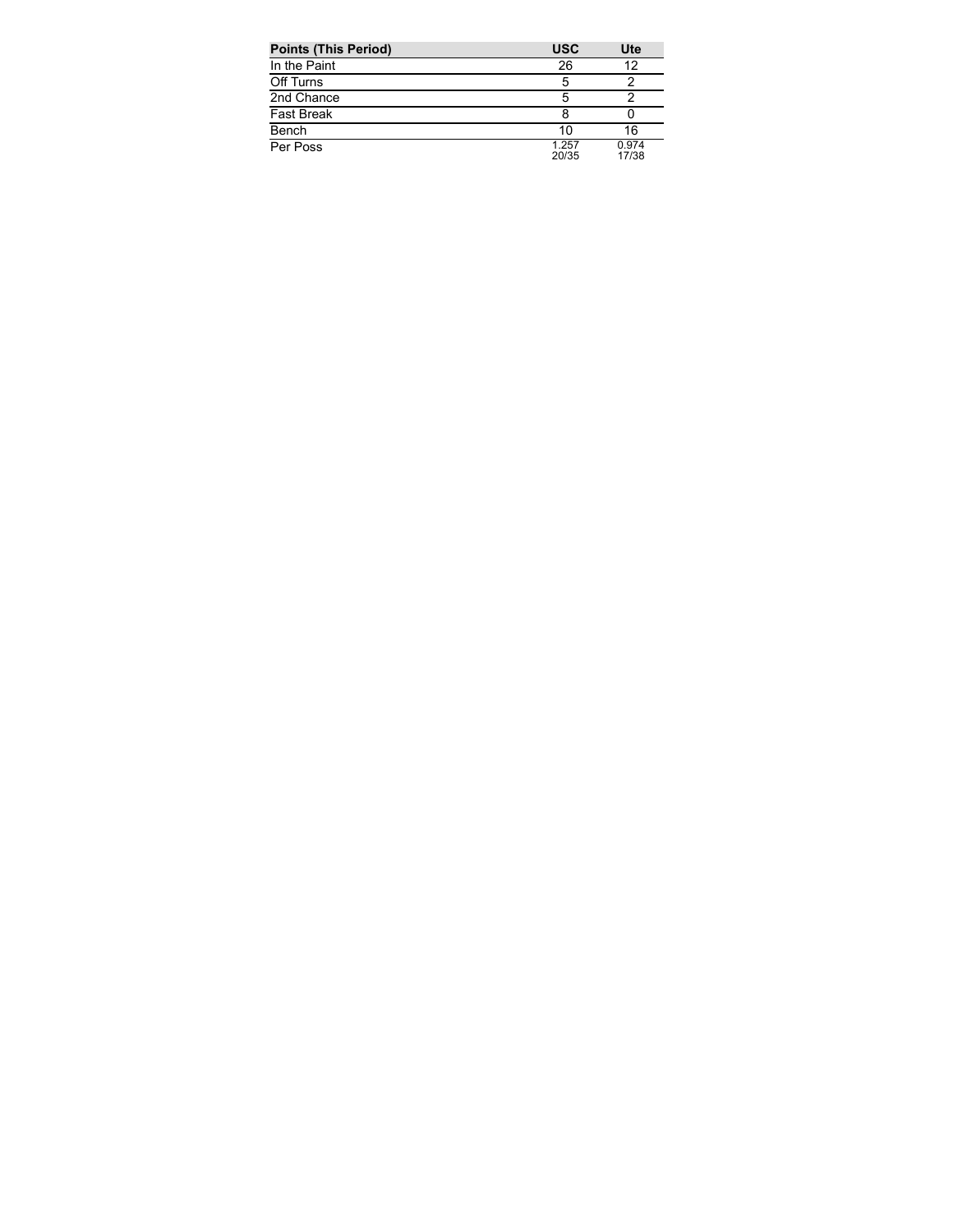| Points (This Period) | USC | Ute |
| --- | --- | --- |
| In the Paint | 26 | 12 |
| Off Turns | 5 | 2 |
| 2nd Chance | 5 | 2 |
| Fast Break | 8 | 0 |
| Bench | 10 | 16 |
| Per Poss | 1.257 20/35 | 0.974 17/38 |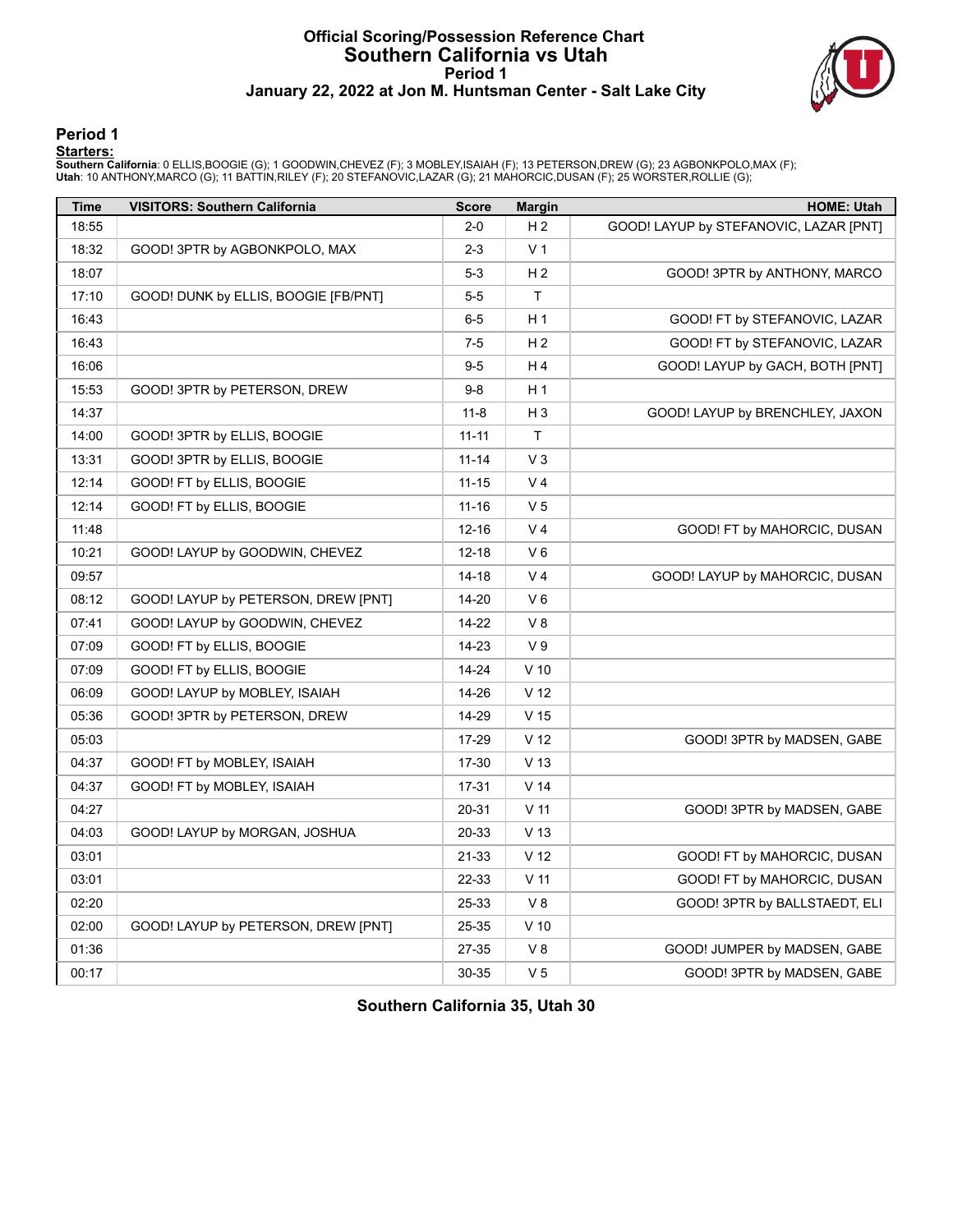# Official Scoring/Possession Reference Chart
## Southern California vs Utah
### Period 1
### January 22, 2022 at Jon M. Huntsman Center - Salt Lake City

## Period 1

**Starters:**

**Southern California**: 0 ELLIS,BOOGIE (G); 1 GOODWIN,CHEVEZ (F); 3 MOBLEY,ISAIAH (F); 13 PETERSON,DREW (G); 23 AGBONKPOLO,MAX (F);
**Utah**: 10 ANTHONY,MARCO (G); 11 BATTIN,RILEY (F); 20 STEFANOVIC,LAZAR (G); 21 MAHORCIC,DUSAN (F); 25 WORSTER,ROLLIE (G);

| Time | VISITORS: Southern California | Score | Margin | HOME: Utah |
|---|---|---|---|---|
| 18:55 | | 2-0 | H 2 | GOOD! LAYUP by STEFANOVIC, LAZAR [PNT] |
| 18:32 | GOOD! 3PTR by AGBONKPOLO, MAX | 2-3 | V 1 | |
| 18:07 | | 5-3 | H 2 | GOOD! 3PTR by ANTHONY, MARCO |
| 17:10 | GOOD! DUNK by ELLIS, BOOGIE [FB/PNT] | 5-5 | T | |
| 16:43 | | 6-5 | H 1 | GOOD! FT by STEFANOVIC, LAZAR |
| 16:43 | | 7-5 | H 2 | GOOD! FT by STEFANOVIC, LAZAR |
| 16:06 | | 9-5 | H 4 | GOOD! LAYUP by GACH, BOTH [PNT] |
| 15:53 | GOOD! 3PTR by PETERSON, DREW | 9-8 | H 1 | |
| 14:37 | | 11-8 | H 3 | GOOD! LAYUP by BRENCHLEY, JAXON |
| 14:00 | GOOD! 3PTR by ELLIS, BOOGIE | 11-11 | T | |
| 13:31 | GOOD! 3PTR by ELLIS, BOOGIE | 11-14 | V 3 | |
| 12:14 | GOOD! FT by ELLIS, BOOGIE | 11-15 | V 4 | |
| 12:14 | GOOD! FT by ELLIS, BOOGIE | 11-16 | V 5 | |
| 11:48 | | 12-16 | V 4 | GOOD! FT by MAHORCIC, DUSAN |
| 10:21 | GOOD! LAYUP by GOODWIN, CHEVEZ | 12-18 | V 6 | |
| 09:57 | | 14-18 | V 4 | GOOD! LAYUP by MAHORCIC, DUSAN |
| 08:12 | GOOD! LAYUP by PETERSON, DREW [PNT] | 14-20 | V 6 | |
| 07:41 | GOOD! LAYUP by GOODWIN, CHEVEZ | 14-22 | V 8 | |
| 07:09 | GOOD! FT by ELLIS, BOOGIE | 14-23 | V 9 | |
| 07:09 | GOOD! FT by ELLIS, BOOGIE | 14-24 | V 10 | |
| 06:09 | GOOD! LAYUP by MOBLEY, ISAIAH | 14-26 | V 12 | |
| 05:36 | GOOD! 3PTR by PETERSON, DREW | 14-29 | V 15 | |
| 05:03 | | 17-29 | V 12 | GOOD! 3PTR by MADSEN, GABE |
| 04:37 | GOOD! FT by MOBLEY, ISAIAH | 17-30 | V 13 | |
| 04:37 | GOOD! FT by MOBLEY, ISAIAH | 17-31 | V 14 | |
| 04:27 | | 20-31 | V 11 | GOOD! 3PTR by MADSEN, GABE |
| 04:03 | GOOD! LAYUP by MORGAN, JOSHUA | 20-33 | V 13 | |
| 03:01 | | 21-33 | V 12 | GOOD! FT by MAHORCIC, DUSAN |
| 03:01 | | 22-33 | V 11 | GOOD! FT by MAHORCIC, DUSAN |
| 02:20 | | 25-33 | V 8 | GOOD! 3PTR by BALLSTAEDT, ELI |
| 02:00 | GOOD! LAYUP by PETERSON, DREW [PNT] | 25-35 | V 10 | |
| 01:36 | | 27-35 | V 8 | GOOD! JUMPER by MADSEN, GABE |
| 00:17 | | 30-35 | V 5 | GOOD! 3PTR by MADSEN, GABE |

**Southern California 35, Utah 30**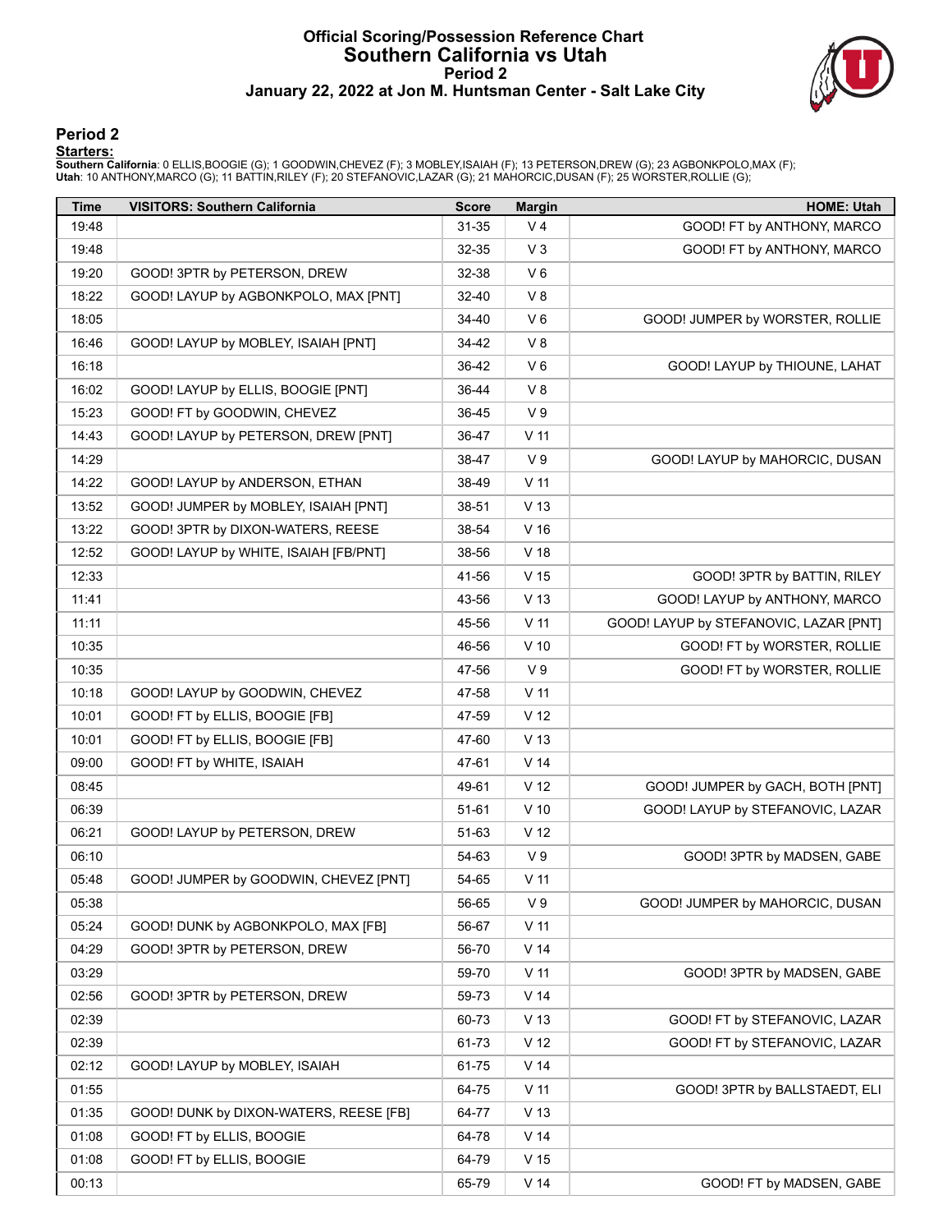# Official Scoring/Possession Reference Chart
## Southern California vs Utah
### Period 2
### January 22, 2022 at Jon M. Huntsman Center - Salt Lake City

## Period 2

**Starters:**

**Southern California**: 0 ELLIS,BOOGIE (G); 1 GOODWIN,CHEVEZ (F); 3 MOBLEY,ISAIAH (F); 13 PETERSON,DREW (G); 23 AGBONKPOLO,MAX (F);
**Utah**: 10 ANTHONY,MARCO (G); 11 BATTIN,RILEY (F); 20 STEFANOVIC,LAZAR (G); 21 MAHORCIC,DUSAN (F); 25 WORSTER,ROLLIE (G);

| Time | VISITORS: Southern California | Score | Margin | HOME: Utah |
|---|---|---|---|---|
| 19:48 | | 31-35 | V 4 | GOOD! FT by ANTHONY, MARCO |
| 19:48 | | 32-35 | V 3 | GOOD! FT by ANTHONY, MARCO |
| 19:20 | GOOD! 3PTR by PETERSON, DREW | 32-38 | V 6 | |
| 18:22 | GOOD! LAYUP by AGBONKPOLO, MAX [PNT] | 32-40 | V 8 | |
| 18:05 | | 34-40 | V 6 | GOOD! JUMPER by WORSTER, ROLLIE |
| 16:46 | GOOD! LAYUP by MOBLEY, ISAIAH [PNT] | 34-42 | V 8 | |
| 16:18 | | 36-42 | V 6 | GOOD! LAYUP by THIOUNE, LAHAT |
| 16:02 | GOOD! LAYUP by ELLIS, BOOGIE [PNT] | 36-44 | V 8 | |
| 15:23 | GOOD! FT by GOODWIN, CHEVEZ | 36-45 | V 9 | |
| 14:43 | GOOD! LAYUP by PETERSON, DREW [PNT] | 36-47 | V 11 | |
| 14:29 | | 38-47 | V 9 | GOOD! LAYUP by MAHORCIC, DUSAN |
| 14:22 | GOOD! LAYUP by ANDERSON, ETHAN | 38-49 | V 11 | |
| 13:52 | GOOD! JUMPER by MOBLEY, ISAIAH [PNT] | 38-51 | V 13 | |
| 13:22 | GOOD! 3PTR by DIXON-WATERS, REESE | 38-54 | V 16 | |
| 12:52 | GOOD! LAYUP by WHITE, ISAIAH [FB/PNT] | 38-56 | V 18 | |
| 12:33 | | 41-56 | V 15 | GOOD! 3PTR by BATTIN, RILEY |
| 11:41 | | 43-56 | V 13 | GOOD! LAYUP by ANTHONY, MARCO |
| 11:11 | | 45-56 | V 11 | GOOD! LAYUP by STEFANOVIC, LAZAR [PNT] |
| 10:35 | | 46-56 | V 10 | GOOD! FT by WORSTER, ROLLIE |
| 10:35 | | 47-56 | V 9 | GOOD! FT by WORSTER, ROLLIE |
| 10:18 | GOOD! LAYUP by GOODWIN, CHEVEZ | 47-58 | V 11 | |
| 10:01 | GOOD! FT by ELLIS, BOOGIE [FB] | 47-59 | V 12 | |
| 10:01 | GOOD! FT by ELLIS, BOOGIE [FB] | 47-60 | V 13 | |
| 09:00 | GOOD! FT by WHITE, ISAIAH | 47-61 | V 14 | |
| 08:45 | | 49-61 | V 12 | GOOD! JUMPER by GACH, BOTH [PNT] |
| 06:39 | | 51-61 | V 10 | GOOD! LAYUP by STEFANOVIC, LAZAR |
| 06:21 | GOOD! LAYUP by PETERSON, DREW | 51-63 | V 12 | |
| 06:10 | | 54-63 | V 9 | GOOD! 3PTR by MADSEN, GABE |
| 05:48 | GOOD! JUMPER by GOODWIN, CHEVEZ [PNT] | 54-65 | V 11 | |
| 05:38 | | 56-65 | V 9 | GOOD! JUMPER by MAHORCIC, DUSAN |
| 05:24 | GOOD! DUNK by AGBONKPOLO, MAX [FB] | 56-67 | V 11 | |
| 04:29 | GOOD! 3PTR by PETERSON, DREW | 56-70 | V 14 | |
| 03:29 | | 59-70 | V 11 | GOOD! 3PTR by MADSEN, GABE |
| 02:56 | GOOD! 3PTR by PETERSON, DREW | 59-73 | V 14 | |
| 02:39 | | 60-73 | V 13 | GOOD! FT by STEFANOVIC, LAZAR |
| 02:39 | | 61-73 | V 12 | GOOD! FT by STEFANOVIC, LAZAR |
| 02:12 | GOOD! LAYUP by MOBLEY, ISAIAH | 61-75 | V 14 | |
| 01:55 | | 64-75 | V 11 | GOOD! 3PTR by BALLSTAEDT, ELI |
| 01:35 | GOOD! DUNK by DIXON-WATERS, REESE [FB] | 64-77 | V 13 | |
| 01:08 | GOOD! FT by ELLIS, BOOGIE | 64-78 | V 14 | |
| 01:08 | GOOD! FT by ELLIS, BOOGIE | 64-79 | V 15 | |
| 00:13 | | 65-79 | V 14 | GOOD! FT by MADSEN, GABE |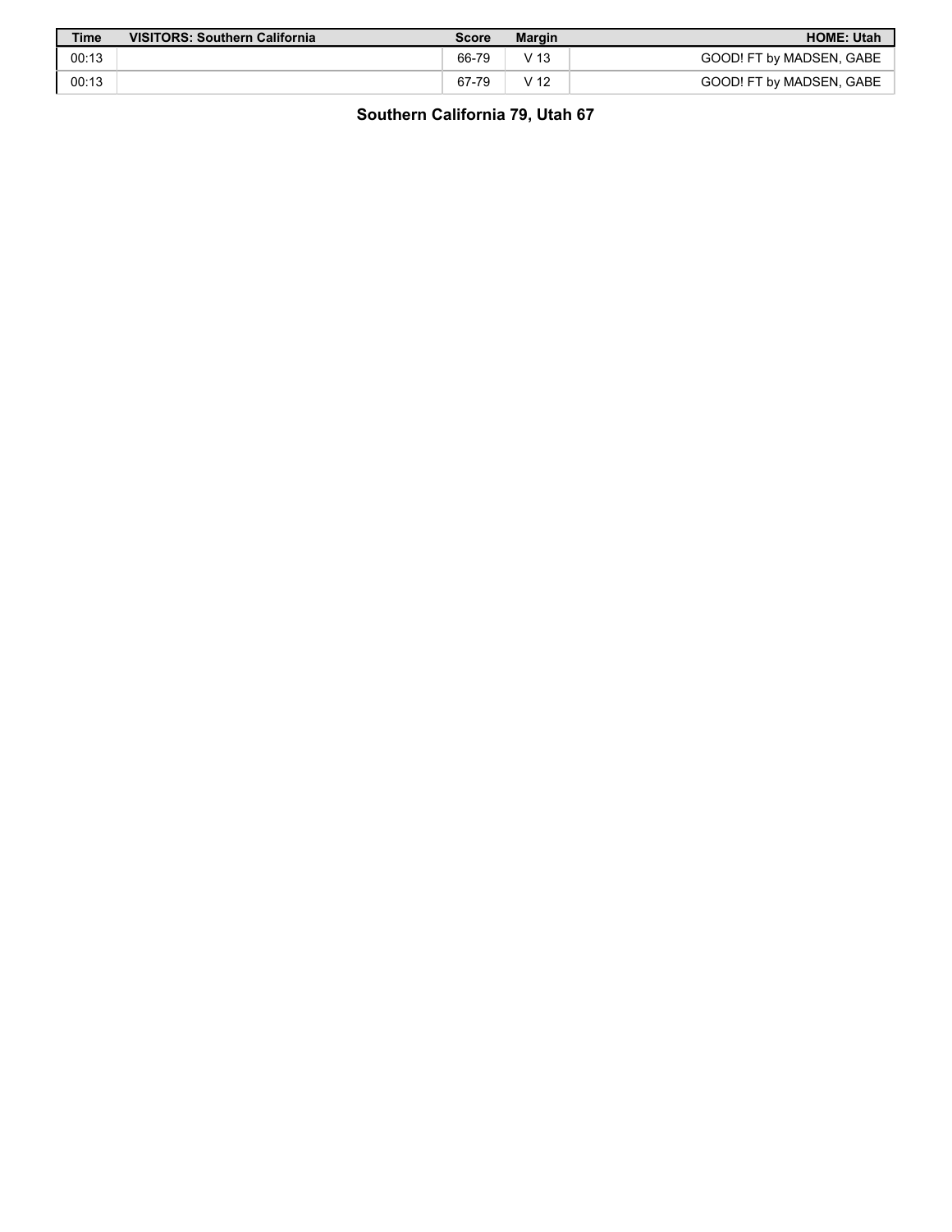| Time | VISITORS: Southern California | Score | Margin | HOME: Utah |
| --- | --- | --- | --- | --- |
| 00:13 | | 66-79 | V 13 | GOOD! FT by MADSEN, GABE |
| 00:13 | | 67-79 | V 12 | GOOD! FT by MADSEN, GABE |

**Southern California 79, Utah 67**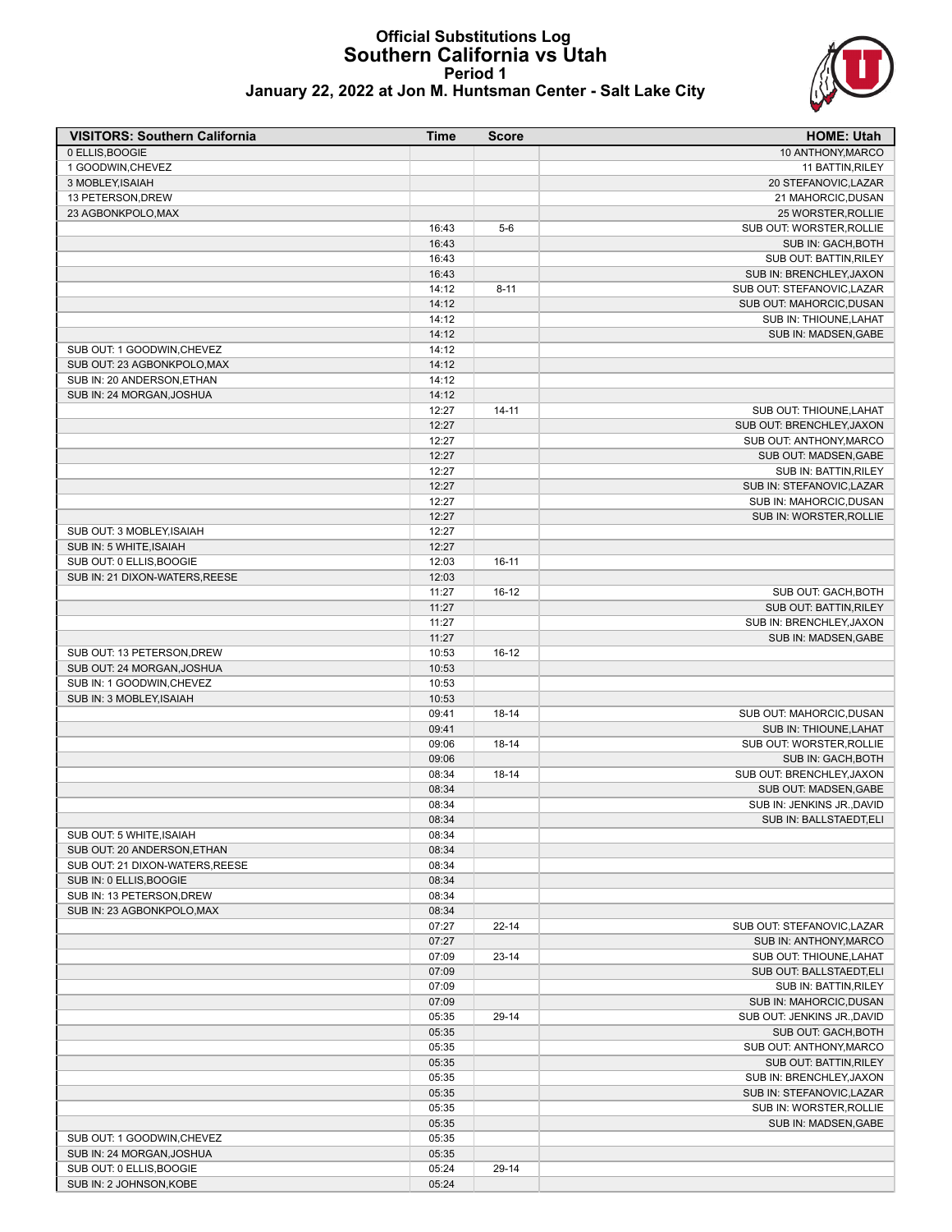# Official Substitutions Log
## Southern California vs Utah
### Period 1
### January 22, 2022 at Jon M. Huntsman Center - Salt Lake City

| VISITORS: Southern California | Time | Score | HOME: Utah |
|---|---|---|---|
| 0 ELLIS,BOOGIE | | | 10 ANTHONY,MARCO |
| 1 GOODWIN,CHEVEZ | | | 11 BATTIN,RILEY |
| 3 MOBLEY,ISAIAH | | | 20 STEFANOVIC,LAZAR |
| 13 PETERSON,DREW | | | 21 MAHORCIC,DUSAN |
| 23 AGBONKPOLO,MAX | | | 25 WORSTER,ROLLIE |
| | 16:43 | 5-6 | SUB OUT: WORSTER,ROLLIE |
| | 16:43 | | SUB IN: GACH,BOTH |
| | 16:43 | | SUB OUT: BATTIN,RILEY |
| | 16:43 | | SUB IN: BRENCHLEY,JAXON |
| | 14:12 | 8-11 | SUB OUT: STEFANOVIC,LAZAR |
| | 14:12 | | SUB OUT: MAHORCIC,DUSAN |
| | 14:12 | | SUB IN: THIOUNE,LAHAT |
| | 14:12 | | SUB IN: MADSEN,GABE |
| SUB OUT: 1 GOODWIN,CHEVEZ | 14:12 | | |
| SUB OUT: 23 AGBONKPOLO,MAX | 14:12 | | |
| SUB IN: 20 ANDERSON,ETHAN | 14:12 | | |
| SUB IN: 24 MORGAN,JOSHUA | 14:12 | | |
| | 12:27 | 14-11 | SUB OUT: THIOUNE,LAHAT |
| | 12:27 | | SUB OUT: BRENCHLEY,JAXON |
| | 12:27 | | SUB OUT: ANTHONY,MARCO |
| | 12:27 | | SUB OUT: MADSEN,GABE |
| | 12:27 | | SUB IN: BATTIN,RILEY |
| | 12:27 | | SUB IN: STEFANOVIC,LAZAR |
| | 12:27 | | SUB IN: MAHORCIC,DUSAN |
| | 12:27 | | SUB IN: WORSTER,ROLLIE |
| SUB OUT: 3 MOBLEY,ISAIAH | 12:27 | | |
| SUB IN: 5 WHITE,ISAIAH | 12:27 | | |
| SUB OUT: 0 ELLIS,BOOGIE | 12:03 | 16-11 | |
| SUB IN: 21 DIXON-WATERS,REESE | 12:03 | | |
| | 11:27 | 16-12 | SUB OUT: GACH,BOTH |
| | 11:27 | | SUB OUT: BATTIN,RILEY |
| | 11:27 | | SUB IN: BRENCHLEY,JAXON |
| | 11:27 | | SUB IN: MADSEN,GABE |
| SUB OUT: 13 PETERSON,DREW | 10:53 | 16-12 | |
| SUB OUT: 24 MORGAN,JOSHUA | 10:53 | | |
| SUB IN: 1 GOODWIN,CHEVEZ | 10:53 | | |
| SUB IN: 3 MOBLEY,ISAIAH | 10:53 | | |
| | 09:41 | 18-14 | SUB OUT: MAHORCIC,DUSAN |
| | 09:41 | | SUB IN: THIOUNE,LAHAT |
| | 09:06 | 18-14 | SUB OUT: WORSTER,ROLLIE |
| | 09:06 | | SUB IN: GACH,BOTH |
| | 08:34 | 18-14 | SUB OUT: BRENCHLEY,JAXON |
| | 08:34 | | SUB OUT: MADSEN,GABE |
| | 08:34 | | SUB IN: JENKINS JR.,DAVID |
| | 08:34 | | SUB IN: BALLSTAEDT,ELI |
| SUB OUT: 5 WHITE,ISAIAH | 08:34 | | |
| SUB OUT: 20 ANDERSON,ETHAN | 08:34 | | |
| SUB OUT: 21 DIXON-WATERS,REESE | 08:34 | | |
| SUB IN: 0 ELLIS,BOOGIE | 08:34 | | |
| SUB IN: 13 PETERSON,DREW | 08:34 | | |
| SUB IN: 23 AGBONKPOLO,MAX | 08:34 | | |
| | 07:27 | 22-14 | SUB OUT: STEFANOVIC,LAZAR |
| | 07:27 | | SUB IN: ANTHONY,MARCO |
| | 07:09 | 23-14 | SUB OUT: THIOUNE,LAHAT |
| | 07:09 | | SUB OUT: BALLSTAEDT,ELI |
| | 07:09 | | SUB IN: BATTIN,RILEY |
| | 07:09 | | SUB IN: MAHORCIC,DUSAN |
| | 05:35 | 29-14 | SUB OUT: JENKINS JR.,DAVID |
| | 05:35 | | SUB OUT: GACH,BOTH |
| | 05:35 | | SUB OUT: ANTHONY,MARCO |
| | 05:35 | | SUB OUT: BATTIN,RILEY |
| | 05:35 | | SUB IN: BRENCHLEY,JAXON |
| | 05:35 | | SUB IN: STEFANOVIC,LAZAR |
| | 05:35 | | SUB IN: WORSTER,ROLLIE |
| | 05:35 | | SUB IN: MADSEN,GABE |
| SUB OUT: 1 GOODWIN,CHEVEZ | 05:35 | | |
| SUB IN: 24 MORGAN,JOSHUA | 05:35 | | |
| SUB OUT: 0 ELLIS,BOOGIE | 05:24 | 29-14 | |
| SUB IN: 2 JOHNSON,KOBE | 05:24 | | |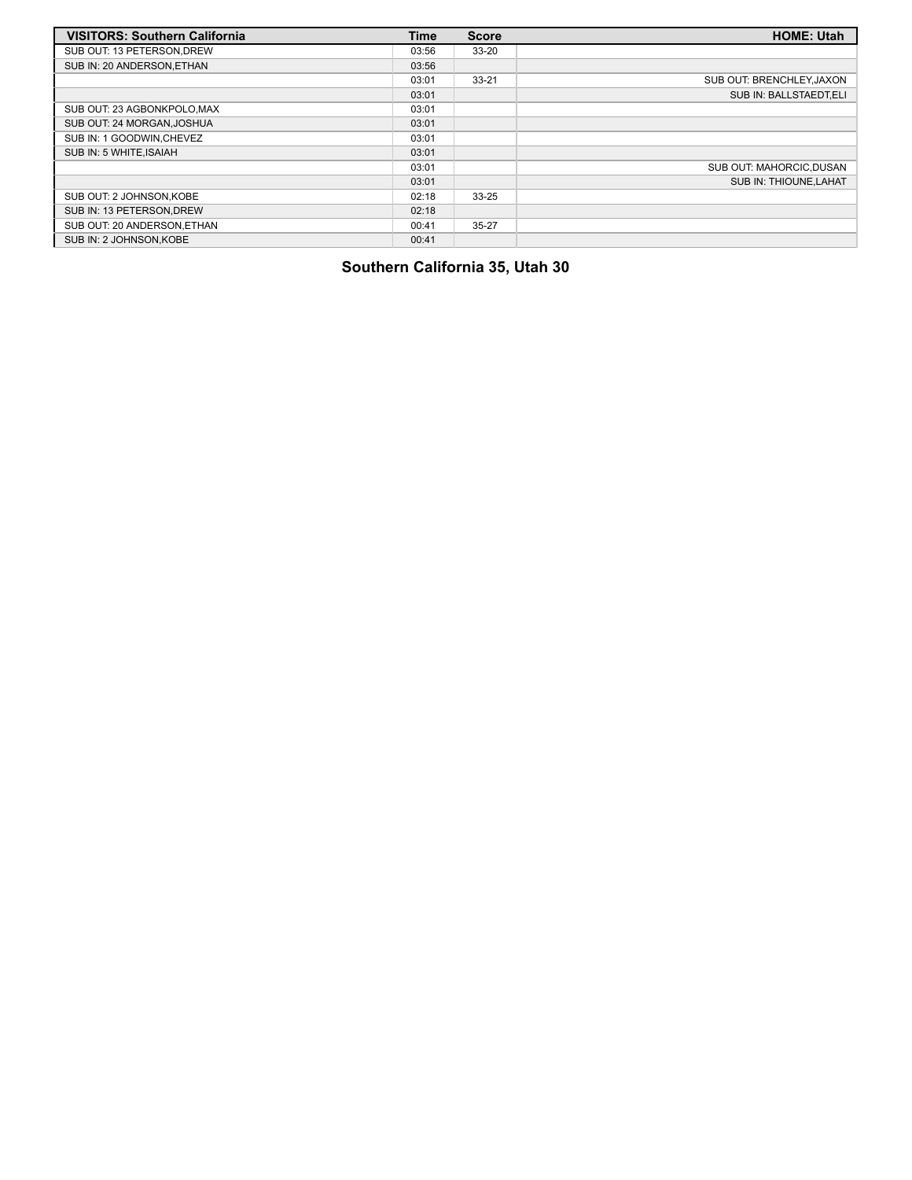| VISITORS: Southern California | Time | Score | HOME: Utah |
| --- | --- | --- | --- |
| SUB OUT: 13 PETERSON,DREW | 03:56 | 33-20 | |
| SUB IN: 20 ANDERSON,ETHAN | 03:56 | | |
| | 03:01 | 33-21 | SUB OUT: BRENCHLEY,JAXON |
| | 03:01 | | SUB IN: BALLSTAEDT,ELI |
| SUB OUT: 23 AGBONKPOLO,MAX | 03:01 | | |
| SUB OUT: 24 MORGAN,JOSHUA | 03:01 | | |
| SUB IN: 1 GOODWIN,CHEVEZ | 03:01 | | |
| SUB IN: 5 WHITE,ISAIAH | 03:01 | | |
| | 03:01 | | SUB OUT: MAHORCIC,DUSAN |
| | 03:01 | | SUB IN: THIOUNE,LAHAT |
| SUB OUT: 2 JOHNSON,KOBE | 02:18 | 33-25 | |
| SUB IN: 13 PETERSON,DREW | 02:18 | | |
| SUB OUT: 20 ANDERSON,ETHAN | 00:41 | 35-27 | |
| SUB IN: 2 JOHNSON,KOBE | 00:41 | | |

**Southern California 35, Utah 30**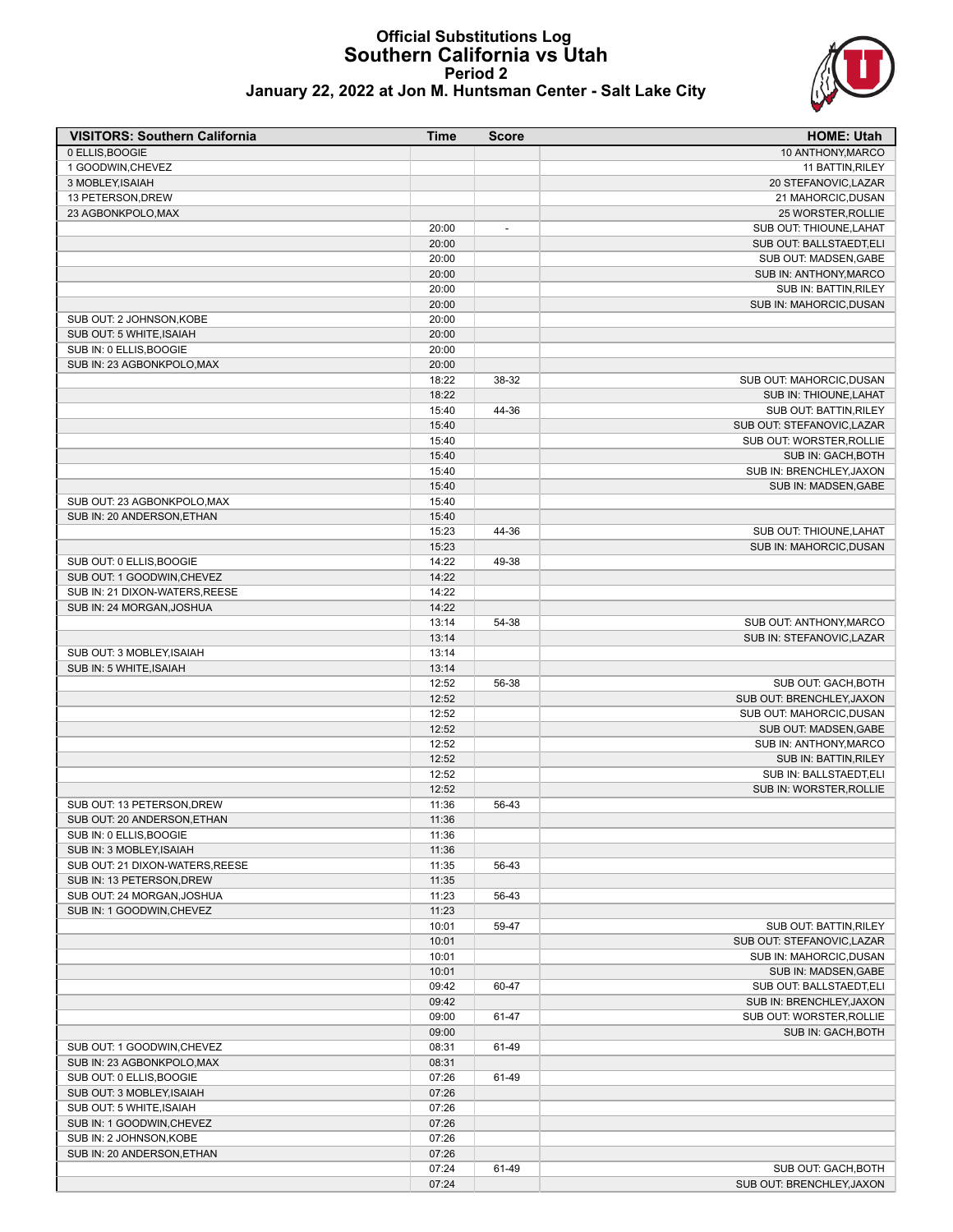# Official Substitutions Log
## Southern California vs Utah
### Period 2
### January 22, 2022 at Jon M. Huntsman Center - Salt Lake City

| VISITORS: Southern California | Time | Score | HOME: Utah |
|---|---|---|---|
| 0 ELLIS,BOOGIE | | | 10 ANTHONY,MARCO |
| 1 GOODWIN,CHEVEZ | | | 11 BATTIN,RILEY |
| 3 MOBLEY,ISAIAH | | | 20 STEFANOVIC,LAZAR |
| 13 PETERSON,DREW | | | 21 MAHORCIC,DUSAN |
| 23 AGBONKPOLO,MAX | | | 25 WORSTER,ROLLIE |
| | 20:00 | - | SUB OUT: THIOUNE,LAHAT |
| | 20:00 | | SUB OUT: BALLSTAEDT,ELI |
| | 20:00 | | SUB OUT: MADSEN,GABE |
| | 20:00 | | SUB IN: ANTHONY,MARCO |
| | 20:00 | | SUB IN: BATTIN,RILEY |
| | 20:00 | | SUB IN: MAHORCIC,DUSAN |
| SUB OUT: 2 JOHNSON,KOBE | 20:00 | | |
| SUB OUT: 5 WHITE,ISAIAH | 20:00 | | |
| SUB IN: 0 ELLIS,BOOGIE | 20:00 | | |
| SUB IN: 23 AGBONKPOLO,MAX | 20:00 | | |
| | 18:22 | 38-32 | SUB OUT: MAHORCIC,DUSAN |
| | 18:22 | | SUB IN: THIOUNE,LAHAT |
| | 15:40 | 44-36 | SUB OUT: BATTIN,RILEY |
| | 15:40 | | SUB OUT: STEFANOVIC,LAZAR |
| | 15:40 | | SUB OUT: WORSTER,ROLLIE |
| | 15:40 | | SUB IN: GACH,BOTH |
| | 15:40 | | SUB IN: BRENCHLEY,JAXON |
| | 15:40 | | SUB IN: MADSEN,GABE |
| SUB OUT: 23 AGBONKPOLO,MAX | 15:40 | | |
| SUB IN: 20 ANDERSON,ETHAN | 15:40 | | |
| | 15:23 | 44-36 | SUB OUT: THIOUNE,LAHAT |
| | 15:23 | | SUB IN: MAHORCIC,DUSAN |
| SUB OUT: 0 ELLIS,BOOGIE | 14:22 | 49-38 | |
| SUB OUT: 1 GOODWIN,CHEVEZ | 14:22 | | |
| SUB IN: 21 DIXON-WATERS,REESE | 14:22 | | |
| SUB IN: 24 MORGAN,JOSHUA | 14:22 | | |
| | 13:14 | 54-38 | SUB OUT: ANTHONY,MARCO |
| | 13:14 | | SUB IN: STEFANOVIC,LAZAR |
| SUB OUT: 3 MOBLEY,ISAIAH | 13:14 | | |
| SUB IN: 5 WHITE,ISAIAH | 13:14 | | |
| | 12:52 | 56-38 | SUB OUT: GACH,BOTH |
| | 12:52 | | SUB OUT: BRENCHLEY,JAXON |
| | 12:52 | | SUB OUT: MAHORCIC,DUSAN |
| | 12:52 | | SUB OUT: MADSEN,GABE |
| | 12:52 | | SUB IN: ANTHONY,MARCO |
| | 12:52 | | SUB IN: BATTIN,RILEY |
| | 12:52 | | SUB IN: BALLSTAEDT,ELI |
| | 12:52 | | SUB IN: WORSTER,ROLLIE |
| SUB OUT: 13 PETERSON,DREW | 11:36 | 56-43 | |
| SUB OUT: 20 ANDERSON,ETHAN | 11:36 | | |
| SUB IN: 0 ELLIS,BOOGIE | 11:36 | | |
| SUB IN: 3 MOBLEY,ISAIAH | 11:36 | | |
| SUB OUT: 21 DIXON-WATERS,REESE | 11:35 | 56-43 | |
| SUB IN: 13 PETERSON,DREW | 11:35 | | |
| SUB OUT: 24 MORGAN,JOSHUA | 11:23 | 56-43 | |
| SUB IN: 1 GOODWIN,CHEVEZ | 11:23 | | |
| | 10:01 | 59-47 | SUB OUT: BATTIN,RILEY |
| | 10:01 | | SUB OUT: STEFANOVIC,LAZAR |
| | 10:01 | | SUB IN: MAHORCIC,DUSAN |
| | 10:01 | | SUB IN: MADSEN,GABE |
| | 09:42 | 60-47 | SUB OUT: BALLSTAEDT,ELI |
| | 09:42 | | SUB IN: BRENCHLEY,JAXON |
| | 09:00 | 61-47 | SUB OUT: WORSTER,ROLLIE |
| | 09:00 | | SUB IN: GACH,BOTH |
| SUB OUT: 1 GOODWIN,CHEVEZ | 08:31 | 61-49 | |
| SUB IN: 23 AGBONKPOLO,MAX | 08:31 | | |
| SUB OUT: 0 ELLIS,BOOGIE | 07:26 | 61-49 | |
| SUB OUT: 3 MOBLEY,ISAIAH | 07:26 | | |
| SUB OUT: 5 WHITE,ISAIAH | 07:26 | | |
| SUB IN: 1 GOODWIN,CHEVEZ | 07:26 | | |
| SUB IN: 2 JOHNSON,KOBE | 07:26 | | |
| SUB IN: 20 ANDERSON,ETHAN | 07:26 | | |
| | 07:24 | 61-49 | SUB OUT: GACH,BOTH |
| | 07:24 | | SUB OUT: BRENCHLEY,JAXON |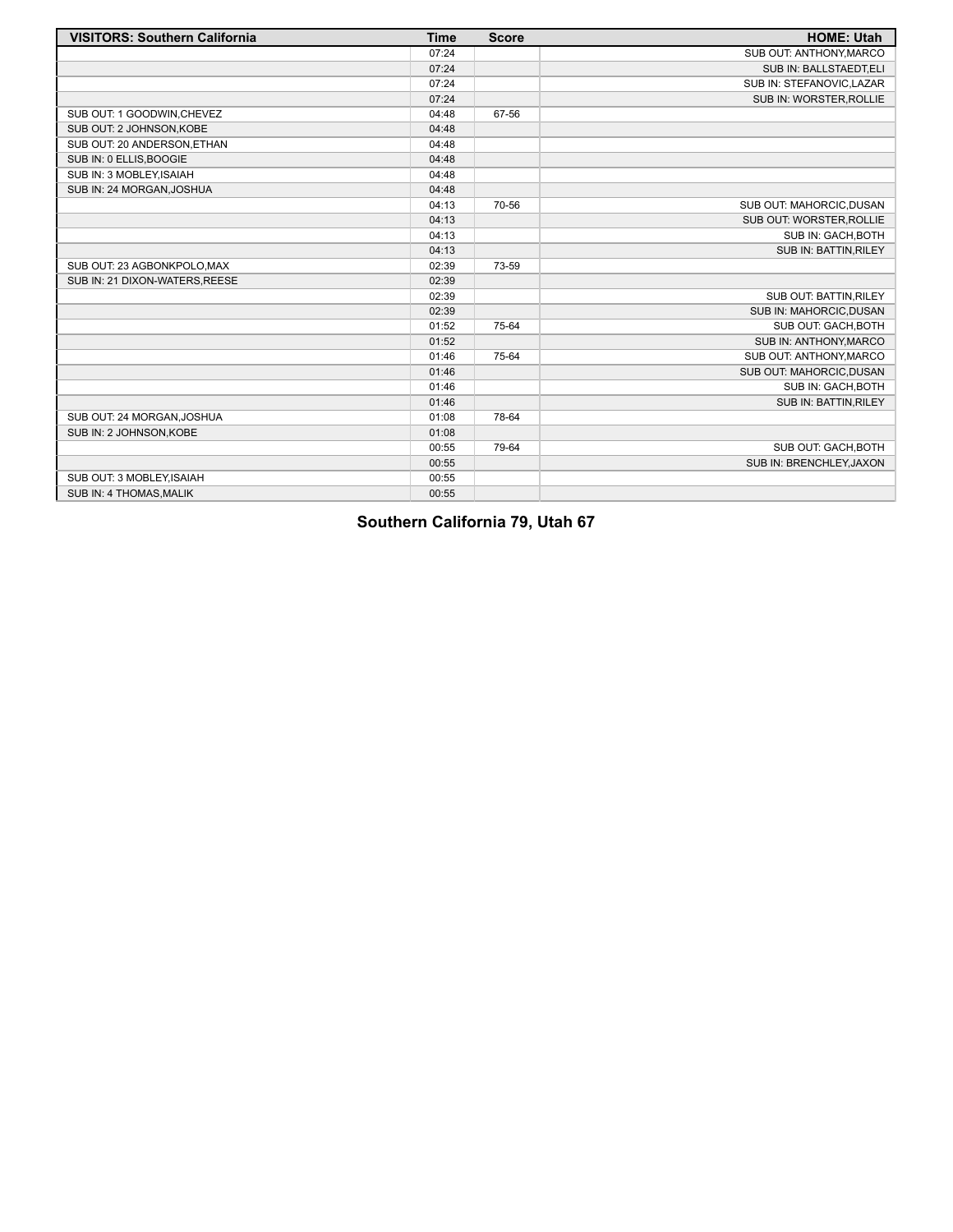| VISITORS: Southern California | Time | Score | HOME: Utah |
|---|---|---|---|
| | 07:24 | | SUB OUT: ANTHONY,MARCO |
| | 07:24 | | SUB IN: BALLSTAEDT,ELI |
| | 07:24 | | SUB IN: STEFANOVIC,LAZAR |
| | 07:24 | | SUB IN: WORSTER,ROLLIE |
| SUB OUT: 1 GOODWIN,CHEVEZ | 04:48 | 67-56 | |
| SUB OUT: 2 JOHNSON,KOBE | 04:48 | | |
| SUB OUT: 20 ANDERSON,ETHAN | 04:48 | | |
| SUB IN: 0 ELLIS,BOOGIE | 04:48 | | |
| SUB IN: 3 MOBLEY,ISAIAH | 04:48 | | |
| SUB IN: 24 MORGAN,JOSHUA | 04:48 | | |
| | 04:13 | 70-56 | SUB OUT: MAHORCIC,DUSAN |
| | 04:13 | | SUB OUT: WORSTER,ROLLIE |
| | 04:13 | | SUB IN: GACH,BOTH |
| | 04:13 | | SUB IN: BATTIN,RILEY |
| SUB OUT: 23 AGBONKPOLO,MAX | 02:39 | 73-59 | |
| SUB IN: 21 DIXON-WATERS,REESE | 02:39 | | |
| | 02:39 | | SUB OUT: BATTIN,RILEY |
| | 02:39 | | SUB IN: MAHORCIC,DUSAN |
| | 01:52 | 75-64 | SUB OUT: GACH,BOTH |
| | 01:52 | | SUB IN: ANTHONY,MARCO |
| | 01:46 | 75-64 | SUB OUT: ANTHONY,MARCO |
| | 01:46 | | SUB OUT: MAHORCIC,DUSAN |
| | 01:46 | | SUB IN: GACH,BOTH |
| | 01:46 | | SUB IN: BATTIN,RILEY |
| SUB OUT: 24 MORGAN,JOSHUA | 01:08 | 78-64 | |
| SUB IN: 2 JOHNSON,KOBE | 01:08 | | |
| | 00:55 | 79-64 | SUB OUT: GACH,BOTH |
| | 00:55 | | SUB IN: BRENCHLEY,JAXON |
| SUB OUT: 3 MOBLEY,ISAIAH | 00:55 | | |
| SUB IN: 4 THOMAS,MALIK | 00:55 | | |

**Southern California 79, Utah 67**